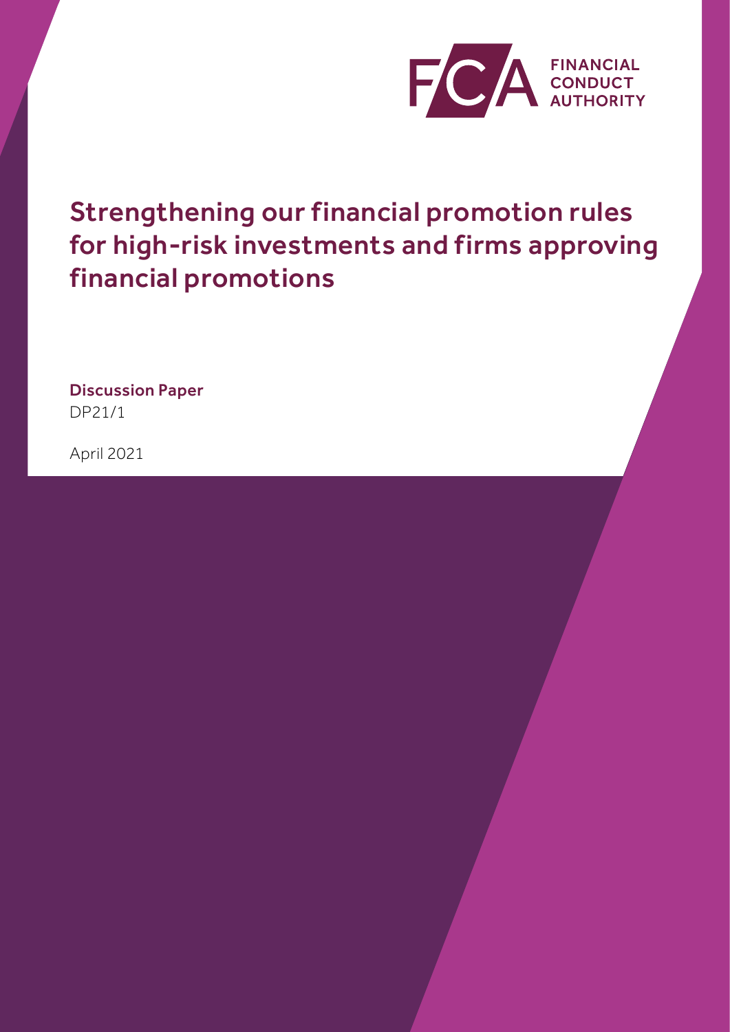FINANCIAL CONDUCT AUTHORITY

# Strengthening our financial promotion rules for high-risk investments and firms approving financial promotions

**Discussion Paper**
DP21/1

April 2021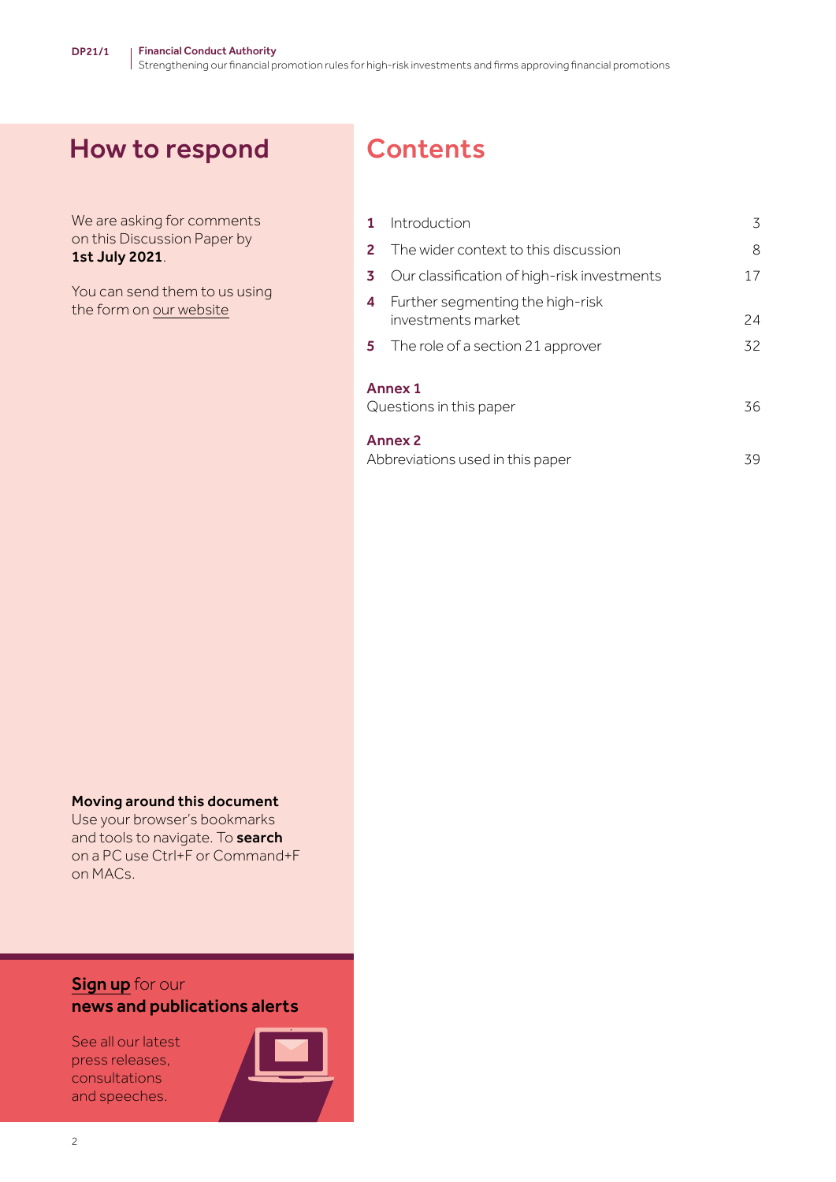## How to respond

We are asking for comments on this Discussion Paper by **1st July 2021**.

You can send them to us using the form on our website

**Moving around this document**
Use your browser's bookmarks and tools to navigate. To **search** on a PC use Ctrl+F or Command+F on MACs.

**Sign up** for our **news and publications alerts**

See all our latest press releases, consultations and speeches.

## Contents

| | | |
|---|---|---|
| **1** | Introduction | 3 |
| **2** | The wider context to this discussion | 8 |
| **3** | Our classification of high-risk investments | 17 |
| **4** | Further segmenting the high-risk investments market | 24 |
| **5** | The role of a section 21 approver | 32 |

**Annex 1**
Questions in this paper — 36

**Annex 2**
Abbreviations used in this paper — 39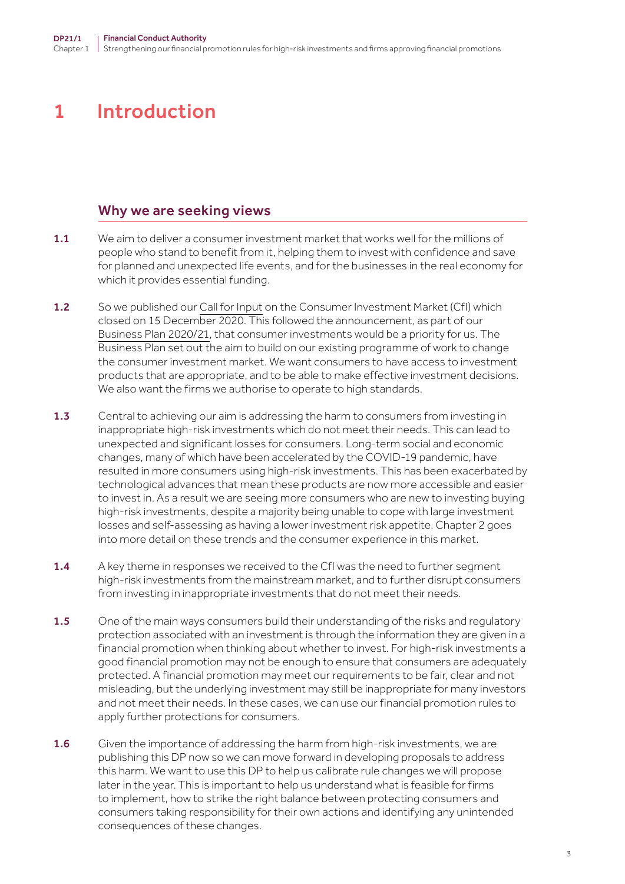# 1 Introduction

## Why we are seeking views

**1.1** We aim to deliver a consumer investment market that works well for the millions of people who stand to benefit from it, helping them to invest with confidence and save for planned and unexpected life events, and for the businesses in the real economy for which it provides essential funding.

**1.2** So we published our Call for Input on the Consumer Investment Market (CfI) which closed on 15 December 2020. This followed the announcement, as part of our Business Plan 2020/21, that consumer investments would be a priority for us. The Business Plan set out the aim to build on our existing programme of work to change the consumer investment market. We want consumers to have access to investment products that are appropriate, and to be able to make effective investment decisions. We also want the firms we authorise to operate to high standards.

**1.3** Central to achieving our aim is addressing the harm to consumers from investing in inappropriate high-risk investments which do not meet their needs. This can lead to unexpected and significant losses for consumers. Long-term social and economic changes, many of which have been accelerated by the COVID-19 pandemic, have resulted in more consumers using high-risk investments. This has been exacerbated by technological advances that mean these products are now more accessible and easier to invest in. As a result we are seeing more consumers who are new to investing buying high-risk investments, despite a majority being unable to cope with large investment losses and self-assessing as having a lower investment risk appetite. Chapter 2 goes into more detail on these trends and the consumer experience in this market.

**1.4** A key theme in responses we received to the CfI was the need to further segment high-risk investments from the mainstream market, and to further disrupt consumers from investing in inappropriate investments that do not meet their needs.

**1.5** One of the main ways consumers build their understanding of the risks and regulatory protection associated with an investment is through the information they are given in a financial promotion when thinking about whether to invest. For high-risk investments a good financial promotion may not be enough to ensure that consumers are adequately protected. A financial promotion may meet our requirements to be fair, clear and not misleading, but the underlying investment may still be inappropriate for many investors and not meet their needs. In these cases, we can use our financial promotion rules to apply further protections for consumers.

**1.6** Given the importance of addressing the harm from high-risk investments, we are publishing this DP now so we can move forward in developing proposals to address this harm. We want to use this DP to help us calibrate rule changes we will propose later in the year. This is important to help us understand what is feasible for firms to implement, how to strike the right balance between protecting consumers and consumers taking responsibility for their own actions and identifying any unintended consequences of these changes.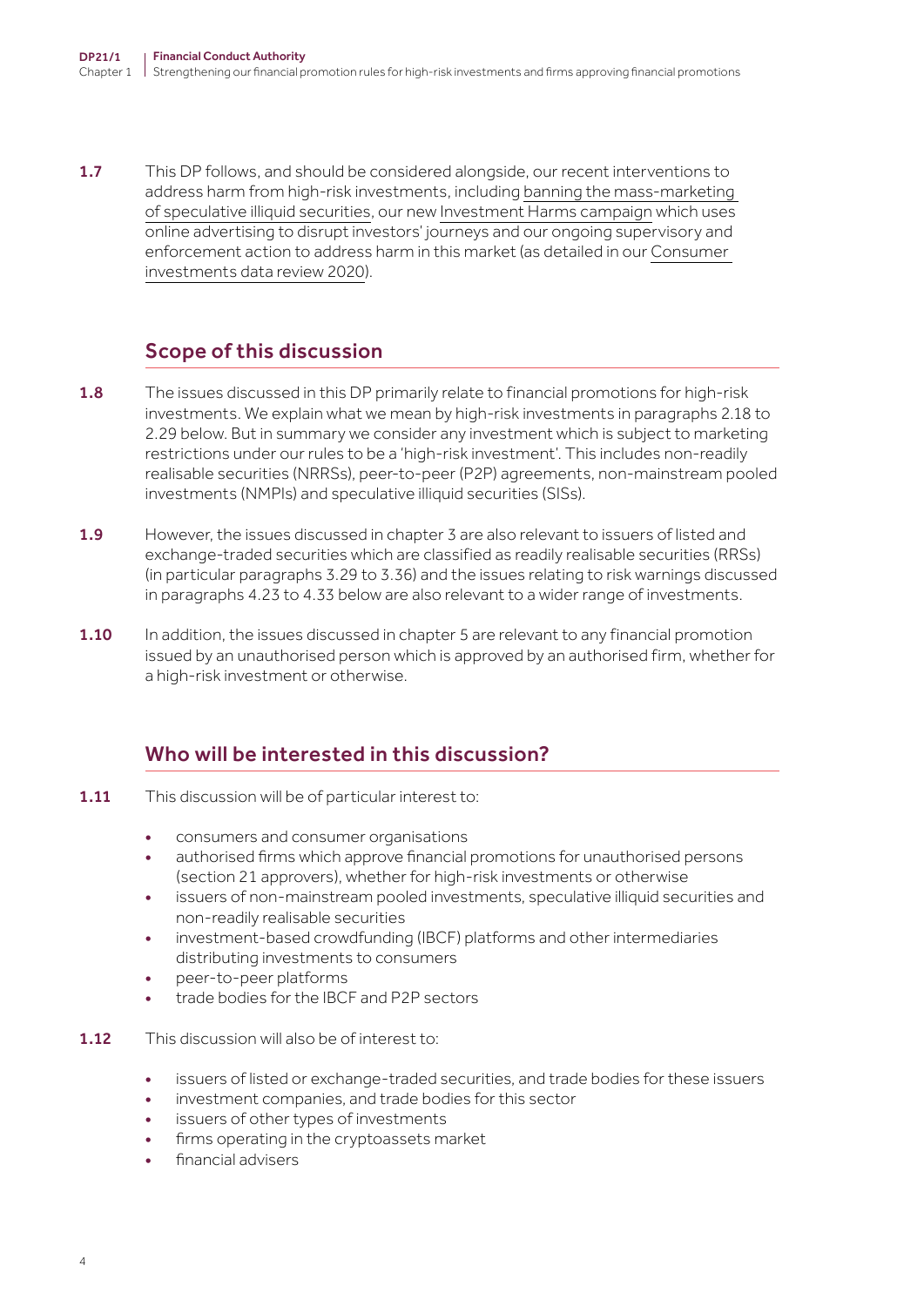**1.7** This DP follows, and should be considered alongside, our recent interventions to address harm from high-risk investments, including banning the mass-marketing of speculative illiquid securities, our new Investment Harms campaign which uses online advertising to disrupt investors' journeys and our ongoing supervisory and enforcement action to address harm in this market (as detailed in our Consumer investments data review 2020).

## Scope of this discussion

**1.8** The issues discussed in this DP primarily relate to financial promotions for high-risk investments. We explain what we mean by high-risk investments in paragraphs 2.18 to 2.29 below. But in summary we consider any investment which is subject to marketing restrictions under our rules to be a 'high-risk investment'. This includes non-readily realisable securities (NRRSs), peer-to-peer (P2P) agreements, non-mainstream pooled investments (NMPIs) and speculative illiquid securities (SISs).

**1.9** However, the issues discussed in chapter 3 are also relevant to issuers of listed and exchange-traded securities which are classified as readily realisable securities (RRSs) (in particular paragraphs 3.29 to 3.36) and the issues relating to risk warnings discussed in paragraphs 4.23 to 4.33 below are also relevant to a wider range of investments.

**1.10** In addition, the issues discussed in chapter 5 are relevant to any financial promotion issued by an unauthorised person which is approved by an authorised firm, whether for a high-risk investment or otherwise.

## Who will be interested in this discussion?

**1.11** This discussion will be of particular interest to:

- consumers and consumer organisations
- authorised firms which approve financial promotions for unauthorised persons (section 21 approvers), whether for high-risk investments or otherwise
- issuers of non-mainstream pooled investments, speculative illiquid securities and non-readily realisable securities
- investment-based crowdfunding (IBCF) platforms and other intermediaries distributing investments to consumers
- peer-to-peer platforms
- trade bodies for the IBCF and P2P sectors

**1.12** This discussion will also be of interest to:

- issuers of listed or exchange-traded securities, and trade bodies for these issuers
- investment companies, and trade bodies for this sector
- issuers of other types of investments
- firms operating in the cryptoassets market
- financial advisers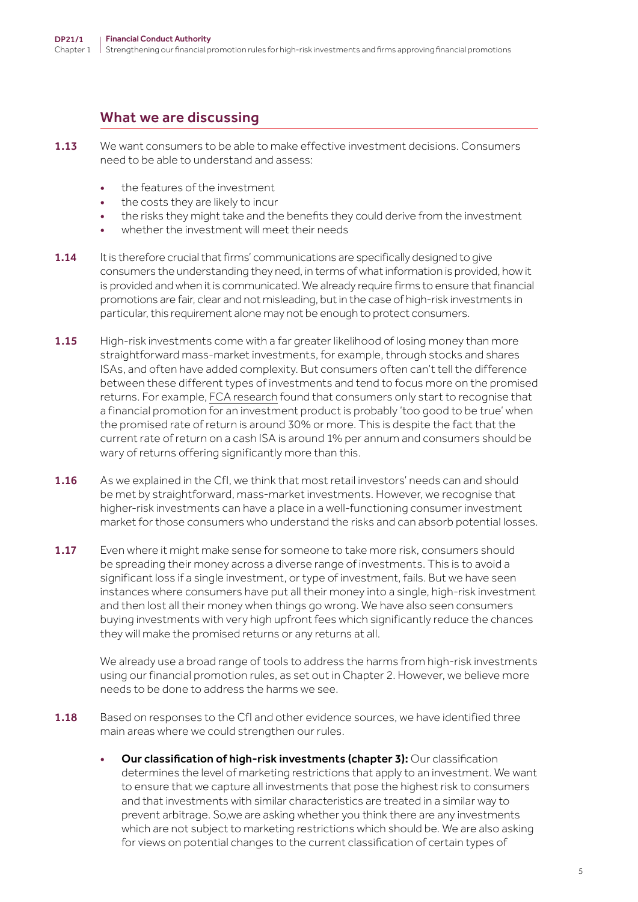## What we are discussing

**1.13** We want consumers to be able to make effective investment decisions. Consumers need to be able to understand and assess:

- the features of the investment
- the costs they are likely to incur
- the risks they might take and the benefits they could derive from the investment
- whether the investment will meet their needs

**1.14** It is therefore crucial that firms' communications are specifically designed to give consumers the understanding they need, in terms of what information is provided, how it is provided and when it is communicated. We already require firms to ensure that financial promotions are fair, clear and not misleading, but in the case of high-risk investments in particular, this requirement alone may not be enough to protect consumers.

**1.15** High-risk investments come with a far greater likelihood of losing money than more straightforward mass-market investments, for example, through stocks and shares ISAs, and often have added complexity. But consumers often can't tell the difference between these different types of investments and tend to focus more on the promised returns. For example, FCA research found that consumers only start to recognise that a financial promotion for an investment product is probably 'too good to be true' when the promised rate of return is around 30% or more. This is despite the fact that the current rate of return on a cash ISA is around 1% per annum and consumers should be wary of returns offering significantly more than this.

**1.16** As we explained in the CfI, we think that most retail investors' needs can and should be met by straightforward, mass-market investments. However, we recognise that higher-risk investments can have a place in a well-functioning consumer investment market for those consumers who understand the risks and can absorb potential losses.

**1.17** Even where it might make sense for someone to take more risk, consumers should be spreading their money across a diverse range of investments. This is to avoid a significant loss if a single investment, or type of investment, fails. But we have seen instances where consumers have put all their money into a single, high-risk investment and then lost all their money when things go wrong. We have also seen consumers buying investments with very high upfront fees which significantly reduce the chances they will make the promised returns or any returns at all.

We already use a broad range of tools to address the harms from high-risk investments using our financial promotion rules, as set out in Chapter 2. However, we believe more needs to be done to address the harms we see.

**1.18** Based on responses to the CfI and other evidence sources, we have identified three main areas where we could strengthen our rules.

- **Our classification of high-risk investments (chapter 3):** Our classification determines the level of marketing restrictions that apply to an investment. We want to ensure that we capture all investments that pose the highest risk to consumers and that investments with similar characteristics are treated in a similar way to prevent arbitrage. So,we are asking whether you think there are any investments which are not subject to marketing restrictions which should be. We are also asking for views on potential changes to the current classification of certain types of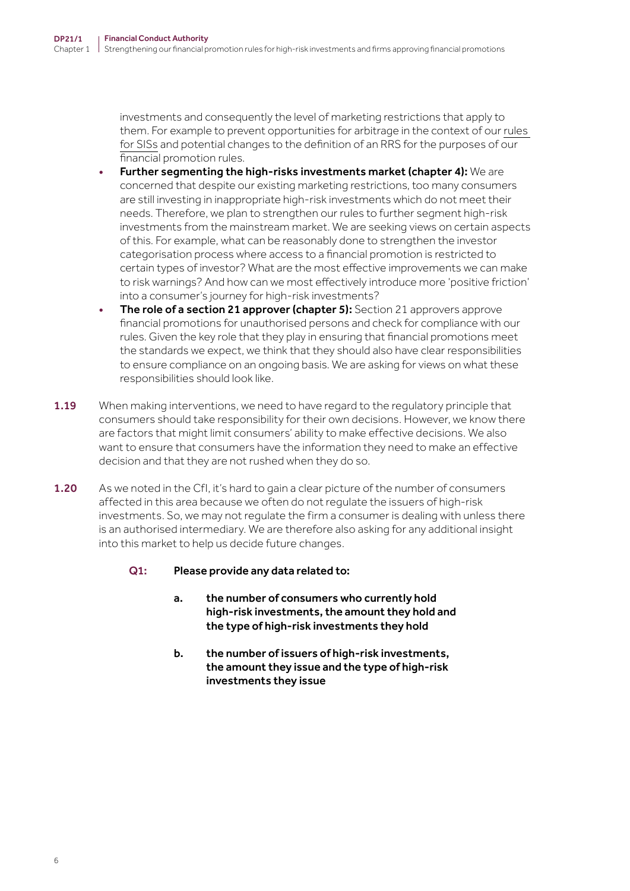investments and consequently the level of marketing restrictions that apply to them. For example to prevent opportunities for arbitrage in the context of our rules for SISs and potential changes to the definition of an RRS for the purposes of our financial promotion rules.

- **Further segmenting the high-risks investments market (chapter 4):** We are concerned that despite our existing marketing restrictions, too many consumers are still investing in inappropriate high-risk investments which do not meet their needs. Therefore, we plan to strengthen our rules to further segment high-risk investments from the mainstream market. We are seeking views on certain aspects of this. For example, what can be reasonably done to strengthen the investor categorisation process where access to a financial promotion is restricted to certain types of investor? What are the most effective improvements we can make to risk warnings? And how can we most effectively introduce more 'positive friction' into a consumer's journey for high-risk investments?
- **The role of a section 21 approver (chapter 5):** Section 21 approvers approve financial promotions for unauthorised persons and check for compliance with our rules. Given the key role that they play in ensuring that financial promotions meet the standards we expect, we think that they should also have clear responsibilities to ensure compliance on an ongoing basis. We are asking for views on what these responsibilities should look like.

**1.19** When making interventions, we need to have regard to the regulatory principle that consumers should take responsibility for their own decisions. However, we know there are factors that might limit consumers' ability to make effective decisions. We also want to ensure that consumers have the information they need to make an effective decision and that they are not rushed when they do so.

**1.20** As we noted in the CfI, it's hard to gain a clear picture of the number of consumers affected in this area because we often do not regulate the issuers of high-risk investments. So, we may not regulate the firm a consumer is dealing with unless there is an authorised intermediary. We are therefore also asking for any additional insight into this market to help us decide future changes.

**Q1: Please provide any data related to:**

**a. the number of consumers who currently hold high-risk investments, the amount they hold and the type of high-risk investments they hold**

**b. the number of issuers of high-risk investments, the amount they issue and the type of high-risk investments they issue**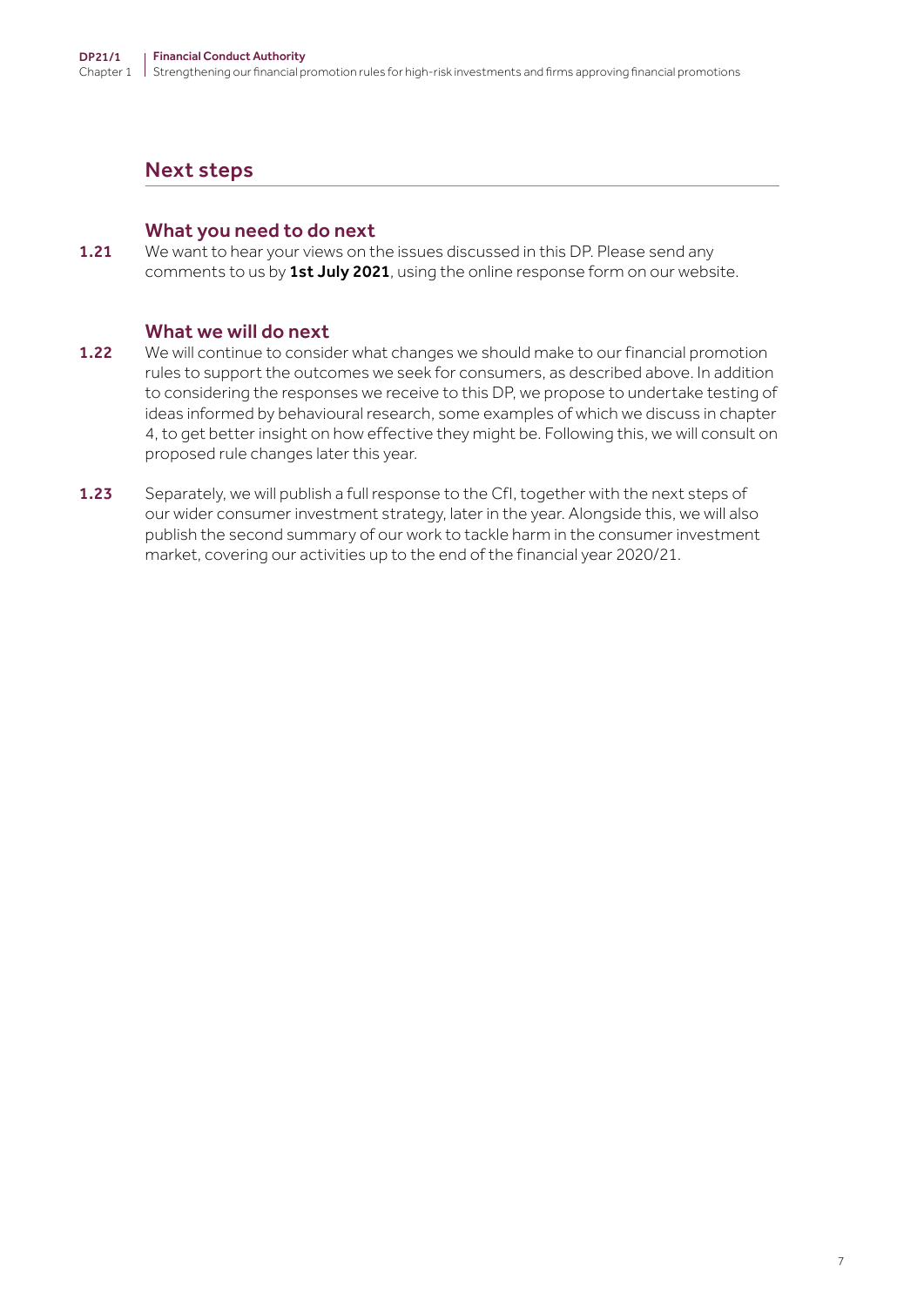## Next steps

### What you need to do next

**1.21** We want to hear your views on the issues discussed in this DP. Please send any comments to us by **1st July 2021**, using the online response form on our website.

### What we will do next

**1.22** We will continue to consider what changes we should make to our financial promotion rules to support the outcomes we seek for consumers, as described above. In addition to considering the responses we receive to this DP, we propose to undertake testing of ideas informed by behavioural research, some examples of which we discuss in chapter 4, to get better insight on how effective they might be. Following this, we will consult on proposed rule changes later this year.

**1.23** Separately, we will publish a full response to the CfI, together with the next steps of our wider consumer investment strategy, later in the year. Alongside this, we will also publish the second summary of our work to tackle harm in the consumer investment market, covering our activities up to the end of the financial year 2020/21.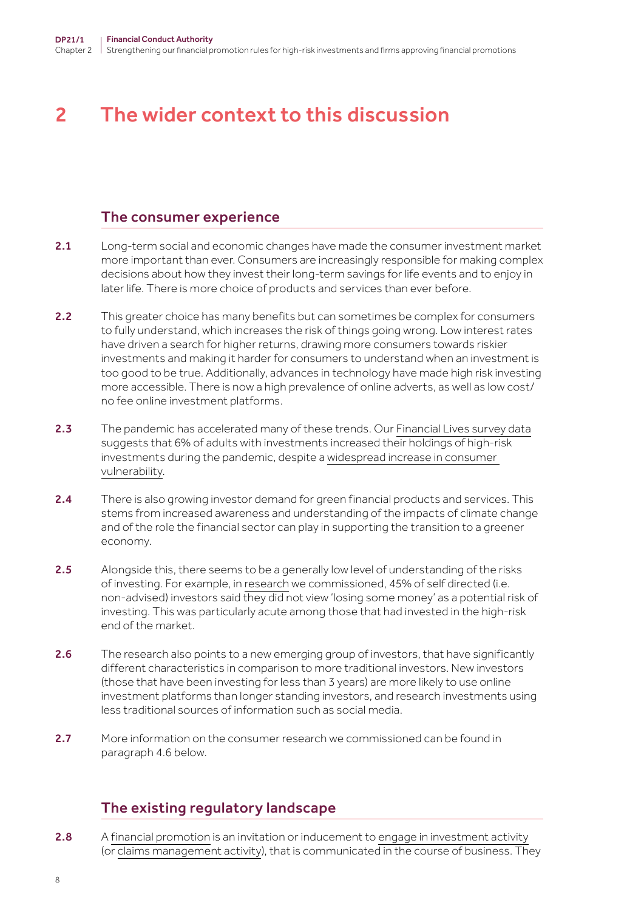# 2 The wider context to this discussion

## The consumer experience

**2.1** Long-term social and economic changes have made the consumer investment market more important than ever. Consumers are increasingly responsible for making complex decisions about how they invest their long-term savings for life events and to enjoy in later life. There is more choice of products and services than ever before.

**2.2** This greater choice has many benefits but can sometimes be complex for consumers to fully understand, which increases the risk of things going wrong. Low interest rates have driven a search for higher returns, drawing more consumers towards riskier investments and making it harder for consumers to understand when an investment is too good to be true. Additionally, advances in technology have made high risk investing more accessible. There is now a high prevalence of online adverts, as well as low cost/no fee online investment platforms.

**2.3** The pandemic has accelerated many of these trends. Our Financial Lives survey data suggests that 6% of adults with investments increased their holdings of high-risk investments during the pandemic, despite a widespread increase in consumer vulnerability.

**2.4** There is also growing investor demand for green financial products and services. This stems from increased awareness and understanding of the impacts of climate change and of the role the financial sector can play in supporting the transition to a greener economy.

**2.5** Alongside this, there seems to be a generally low level of understanding of the risks of investing. For example, in research we commissioned, 45% of self directed (i.e. non-advised) investors said they did not view 'losing some money' as a potential risk of investing. This was particularly acute among those that had invested in the high-risk end of the market.

**2.6** The research also points to a new emerging group of investors, that have significantly different characteristics in comparison to more traditional investors. New investors (those that have been investing for less than 3 years) are more likely to use online investment platforms than longer standing investors, and research investments using less traditional sources of information such as social media.

**2.7** More information on the consumer research we commissioned can be found in paragraph 4.6 below.

## The existing regulatory landscape

**2.8** A financial promotion is an invitation or inducement to engage in investment activity (or claims management activity), that is communicated in the course of business. They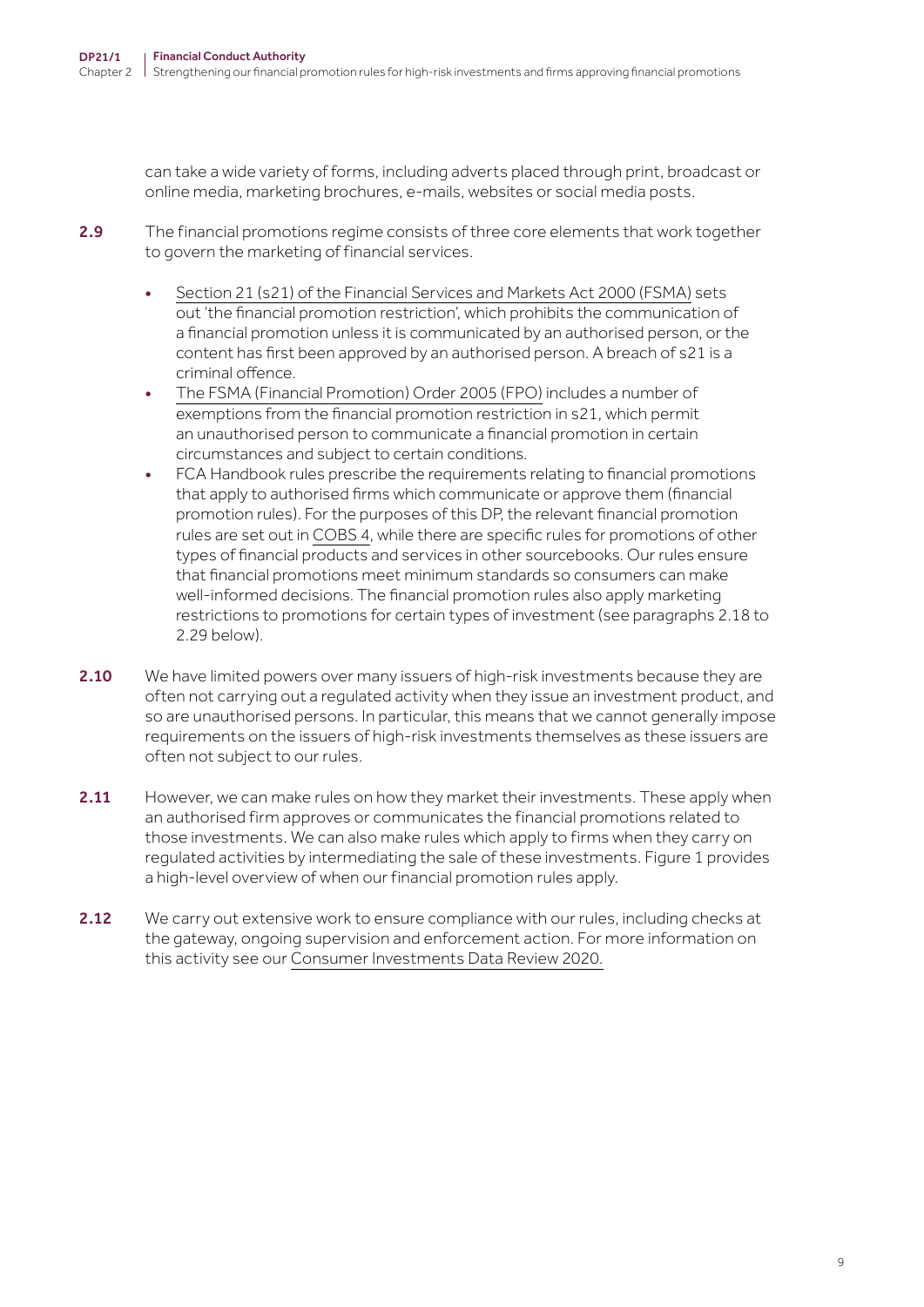can take a wide variety of forms, including adverts placed through print, broadcast or online media, marketing brochures, e-mails, websites or social media posts.

**2.9** The financial promotions regime consists of three core elements that work together to govern the marketing of financial services.

- Section 21 (s21) of the Financial Services and Markets Act 2000 (FSMA) sets out 'the financial promotion restriction', which prohibits the communication of a financial promotion unless it is communicated by an authorised person, or the content has first been approved by an authorised person. A breach of s21 is a criminal offence.
- The FSMA (Financial Promotion) Order 2005 (FPO) includes a number of exemptions from the financial promotion restriction in s21, which permit an unauthorised person to communicate a financial promotion in certain circumstances and subject to certain conditions.
- FCA Handbook rules prescribe the requirements relating to financial promotions that apply to authorised firms which communicate or approve them (financial promotion rules). For the purposes of this DP, the relevant financial promotion rules are set out in COBS 4, while there are specific rules for promotions of other types of financial products and services in other sourcebooks. Our rules ensure that financial promotions meet minimum standards so consumers can make well-informed decisions. The financial promotion rules also apply marketing restrictions to promotions for certain types of investment (see paragraphs 2.18 to 2.29 below).

**2.10** We have limited powers over many issuers of high-risk investments because they are often not carrying out a regulated activity when they issue an investment product, and so are unauthorised persons. In particular, this means that we cannot generally impose requirements on the issuers of high-risk investments themselves as these issuers are often not subject to our rules.

**2.11** However, we can make rules on how they market their investments. These apply when an authorised firm approves or communicates the financial promotions related to those investments. We can also make rules which apply to firms when they carry on regulated activities by intermediating the sale of these investments. Figure 1 provides a high-level overview of when our financial promotion rules apply.

**2.12** We carry out extensive work to ensure compliance with our rules, including checks at the gateway, ongoing supervision and enforcement action. For more information on this activity see our Consumer Investments Data Review 2020.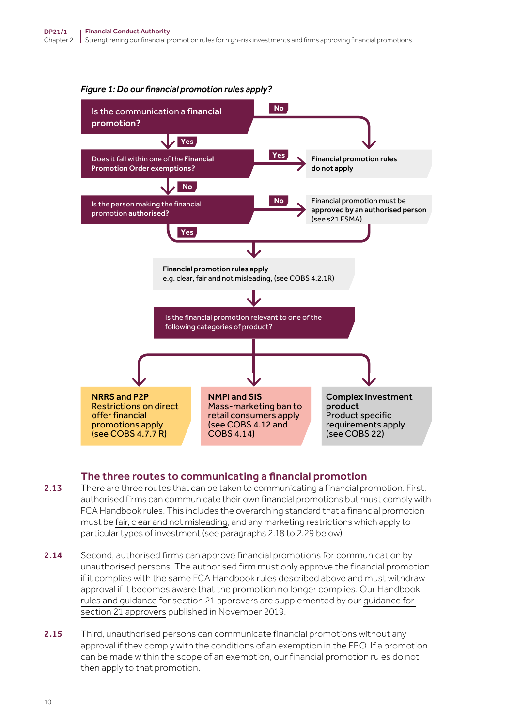*Figure 1: Do our financial promotion rules apply?*

Is the communication a **financial promotion?**

- No → Financial promotion rules do not apply
- Yes → Does it fall within one of the **Financial Promotion Order exemptions?**
  - Yes → **Financial promotion rules do not apply**
  - No → Is the person making the financial promotion **authorised?**
    - No → Financial promotion must be **approved by an authorised person** (see s21 FSMA)
    - Yes → **Financial promotion rules apply** e.g. clear, fair and not misleading, (see COBS 4.2.1R)

Is the financial promotion relevant to one of the following categories of product?

- **NRRS and P2P** Restrictions on direct offer financial promotions apply (see COBS 4.7.7 R)
- **NMPI and SIS** Mass-marketing ban to retail consumers apply (see COBS 4.12 and COBS 4.14)
- **Complex investment product** Product specific requirements apply (see COBS 22)

## The three routes to communicating a financial promotion

**2.13** There are three routes that can be taken to communicating a financial promotion. First, authorised firms can communicate their own financial promotions but must comply with FCA Handbook rules. This includes the overarching standard that a financial promotion must be fair, clear and not misleading, and any marketing restrictions which apply to particular types of investment (see paragraphs 2.18 to 2.29 below).

**2.14** Second, authorised firms can approve financial promotions for communication by unauthorised persons. The authorised firm must only approve the financial promotion if it complies with the same FCA Handbook rules described above and must withdraw approval if it becomes aware that the promotion no longer complies. Our Handbook rules and guidance for section 21 approvers are supplemented by our guidance for section 21 approvers published in November 2019.

**2.15** Third, unauthorised persons can communicate financial promotions without any approval if they comply with the conditions of an exemption in the FPO. If a promotion can be made within the scope of an exemption, our financial promotion rules do not then apply to that promotion.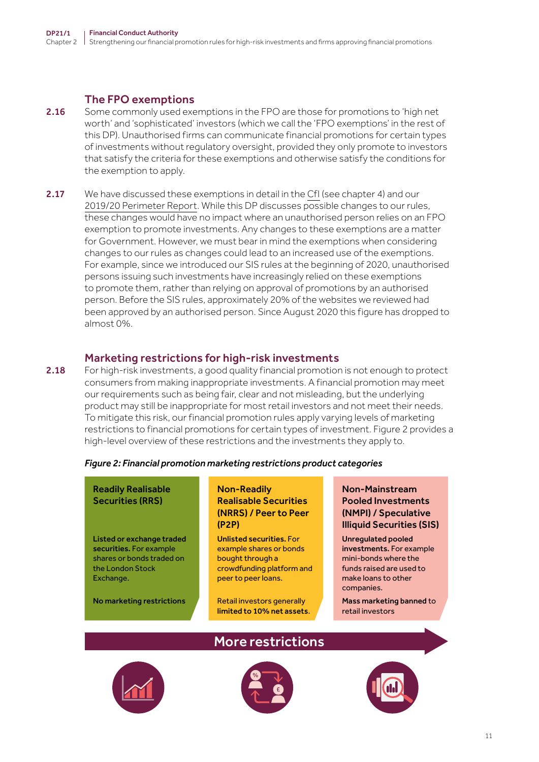### The FPO exemptions

**2.16** Some commonly used exemptions in the FPO are those for promotions to 'high net worth' and 'sophisticated' investors (which we call the 'FPO exemptions' in the rest of this DP). Unauthorised firms can communicate financial promotions for certain types of investments without regulatory oversight, provided they only promote to investors that satisfy the criteria for these exemptions and otherwise satisfy the conditions for the exemption to apply.

**2.17** We have discussed these exemptions in detail in the CfI (see chapter 4) and our 2019/20 Perimeter Report. While this DP discusses possible changes to our rules, these changes would have no impact where an unauthorised person relies on an FPO exemption to promote investments. Any changes to these exemptions are a matter for Government. However, we must bear in mind the exemptions when considering changes to our rules as changes could lead to an increased use of the exemptions. For example, since we introduced our SIS rules at the beginning of 2020, unauthorised persons issuing such investments have increasingly relied on these exemptions to promote them, rather than relying on approval of promotions by an authorised person. Before the SIS rules, approximately 20% of the websites we reviewed had been approved by an authorised person. Since August 2020 this figure has dropped to almost 0%.

### Marketing restrictions for high-risk investments

**2.18** For high-risk investments, a good quality financial promotion is not enough to protect consumers from making inappropriate investments. A financial promotion may meet our requirements such as being fair, clear and not misleading, but the underlying product may still be inappropriate for most retail investors and not meet their needs. To mitigate this risk, our financial promotion rules apply varying levels of marketing restrictions to financial promotions for certain types of investment. Figure 2 provides a high-level overview of these restrictions and the investments they apply to.

***Figure 2: Financial promotion marketing restrictions product categories***

| **Readily Realisable Securities (RRS)** | **Non-Readily Realisable Securities (NRRS) / Peer to Peer (P2P)** | **Non-Mainstream Pooled Investments (NMPI) / Speculative Illiquid Securities (SIS)** |
|---|---|---|
| **Listed or exchange traded securities.** For example shares or bonds traded on the London Stock Exchange. | **Unlisted securities.** For example shares or bonds bought through a crowdfunding platform and peer to peer loans. | **Unregulated pooled investments.** For example mini-bonds where the funds raised are used to make loans to other companies. |
| **No marketing restrictions** | Retail investors generally **limited to 10% net assets.** | **Mass marketing banned** to retail investors |

**More restrictions** →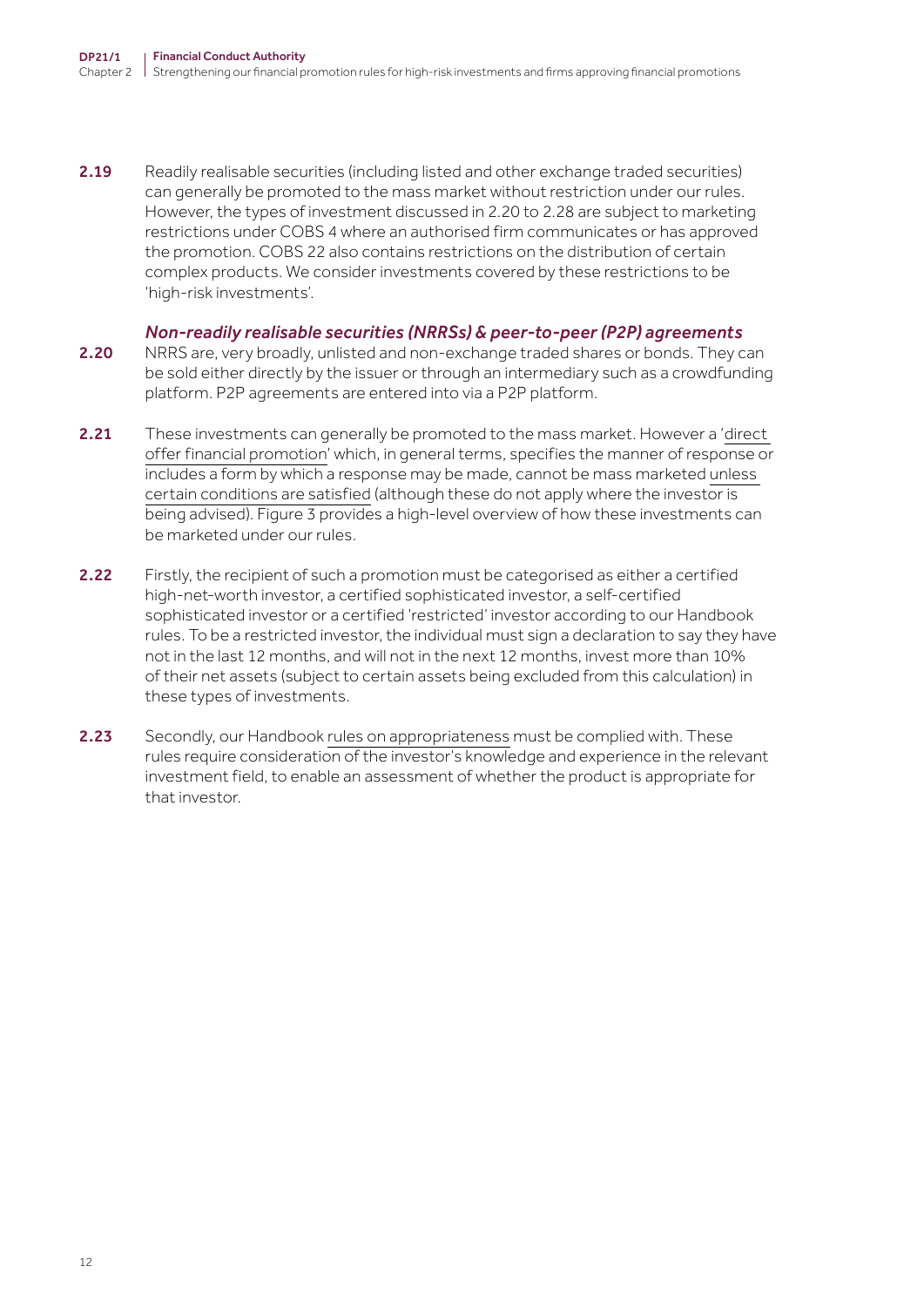2.19 Readily realisable securities (including listed and other exchange traded securities) can generally be promoted to the mass market without restriction under our rules. However, the types of investment discussed in 2.20 to 2.28 are subject to marketing restrictions under COBS 4 where an authorised firm communicates or has approved the promotion. COBS 22 also contains restrictions on the distribution of certain complex products. We consider investments covered by these restrictions to be 'high-risk investments'.

### *Non-readily realisable securities (NRRSs) & peer-to-peer (P2P) agreements*

2.20 NRRS are, very broadly, unlisted and non-exchange traded shares or bonds. They can be sold either directly by the issuer or through an intermediary such as a crowdfunding platform. P2P agreements are entered into via a P2P platform.

2.21 These investments can generally be promoted to the mass market. However a 'direct offer financial promotion' which, in general terms, specifies the manner of response or includes a form by which a response may be made, cannot be mass marketed unless certain conditions are satisfied (although these do not apply where the investor is being advised). Figure 3 provides a high-level overview of how these investments can be marketed under our rules.

2.22 Firstly, the recipient of such a promotion must be categorised as either a certified high-net-worth investor, a certified sophisticated investor, a self-certified sophisticated investor or a certified 'restricted' investor according to our Handbook rules. To be a restricted investor, the individual must sign a declaration to say they have not in the last 12 months, and will not in the next 12 months, invest more than 10% of their net assets (subject to certain assets being excluded from this calculation) in these types of investments.

2.23 Secondly, our Handbook rules on appropriateness must be complied with. These rules require consideration of the investor's knowledge and experience in the relevant investment field, to enable an assessment of whether the product is appropriate for that investor.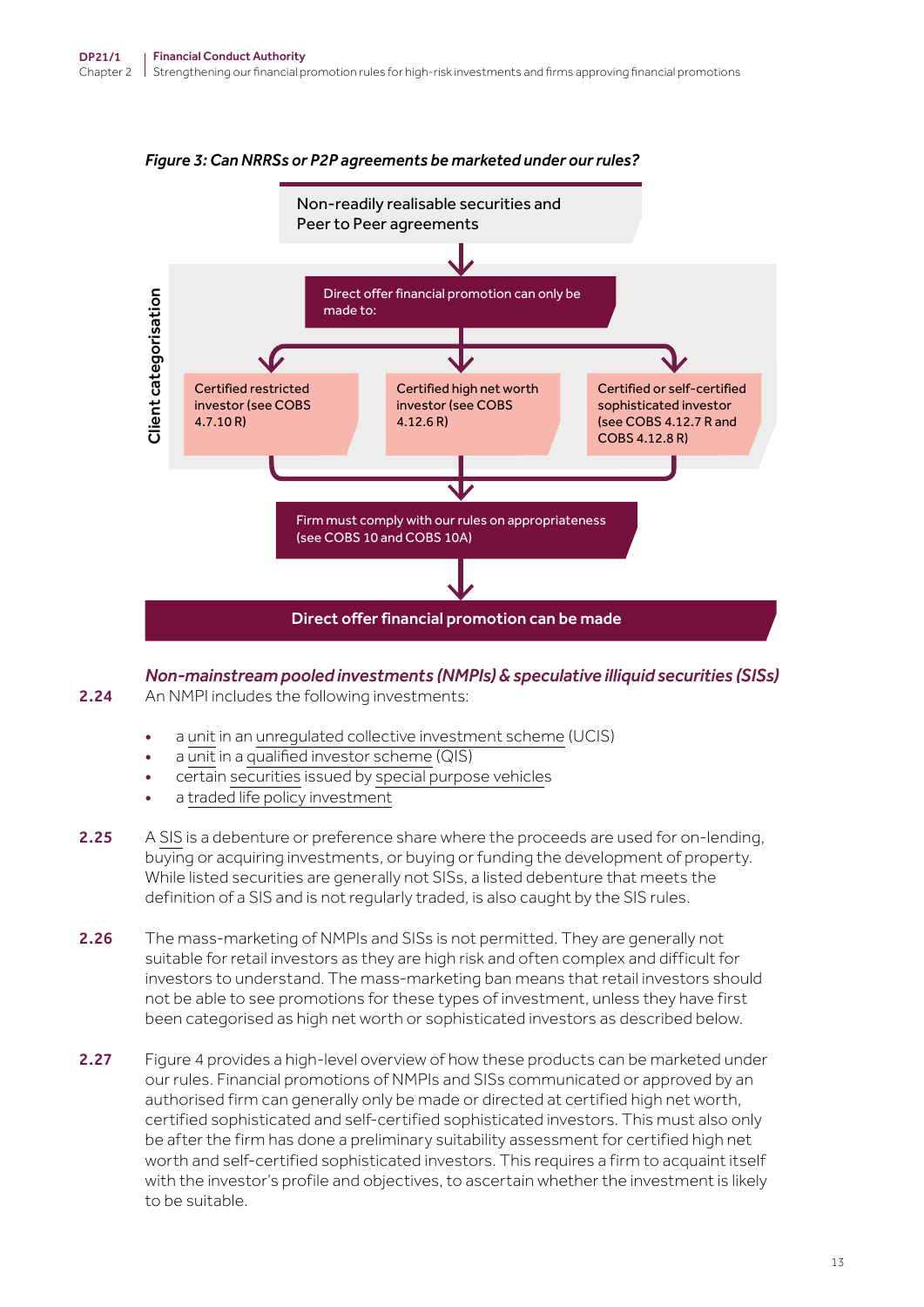*Figure 3: Can NRRSs or P2P agreements be marketed under our rules?*

Non-readily realisable securities and Peer to Peer agreements

**Client categorisation**

Direct offer financial promotion can only be made to:

- Certified restricted investor (see COBS 4.7.10 R)
- Certified high net worth investor (see COBS 4.12.6 R)
- Certified or self-certified sophisticated investor (see COBS 4.12.7 R and COBS 4.12.8 R)

Firm must comply with our rules on appropriateness (see COBS 10 and COBS 10A)

**Direct offer financial promotion can be made**

### *Non-mainstream pooled investments (NMPIs) & speculative illiquid securities (SISs)*

**2.24** An NMPI includes the following investments:

- a unit in an unregulated collective investment scheme (UCIS)
- a unit in a qualified investor scheme (QIS)
- certain securities issued by special purpose vehicles
- a traded life policy investment

**2.25** A SIS is a debenture or preference share where the proceeds are used for on-lending, buying or acquiring investments, or buying or funding the development of property. While listed securities are generally not SISs, a listed debenture that meets the definition of a SIS and is not regularly traded, is also caught by the SIS rules.

**2.26** The mass-marketing of NMPIs and SISs is not permitted. They are generally not suitable for retail investors as they are high risk and often complex and difficult for investors to understand. The mass-marketing ban means that retail investors should not be able to see promotions for these types of investment, unless they have first been categorised as high net worth or sophisticated investors as described below.

**2.27** Figure 4 provides a high-level overview of how these products can be marketed under our rules. Financial promotions of NMPIs and SISs communicated or approved by an authorised firm can generally only be made or directed at certified high net worth, certified sophisticated and self-certified sophisticated investors. This must also only be after the firm has done a preliminary suitability assessment for certified high net worth and self-certified sophisticated investors. This requires a firm to acquaint itself with the investor's profile and objectives, to ascertain whether the investment is likely to be suitable.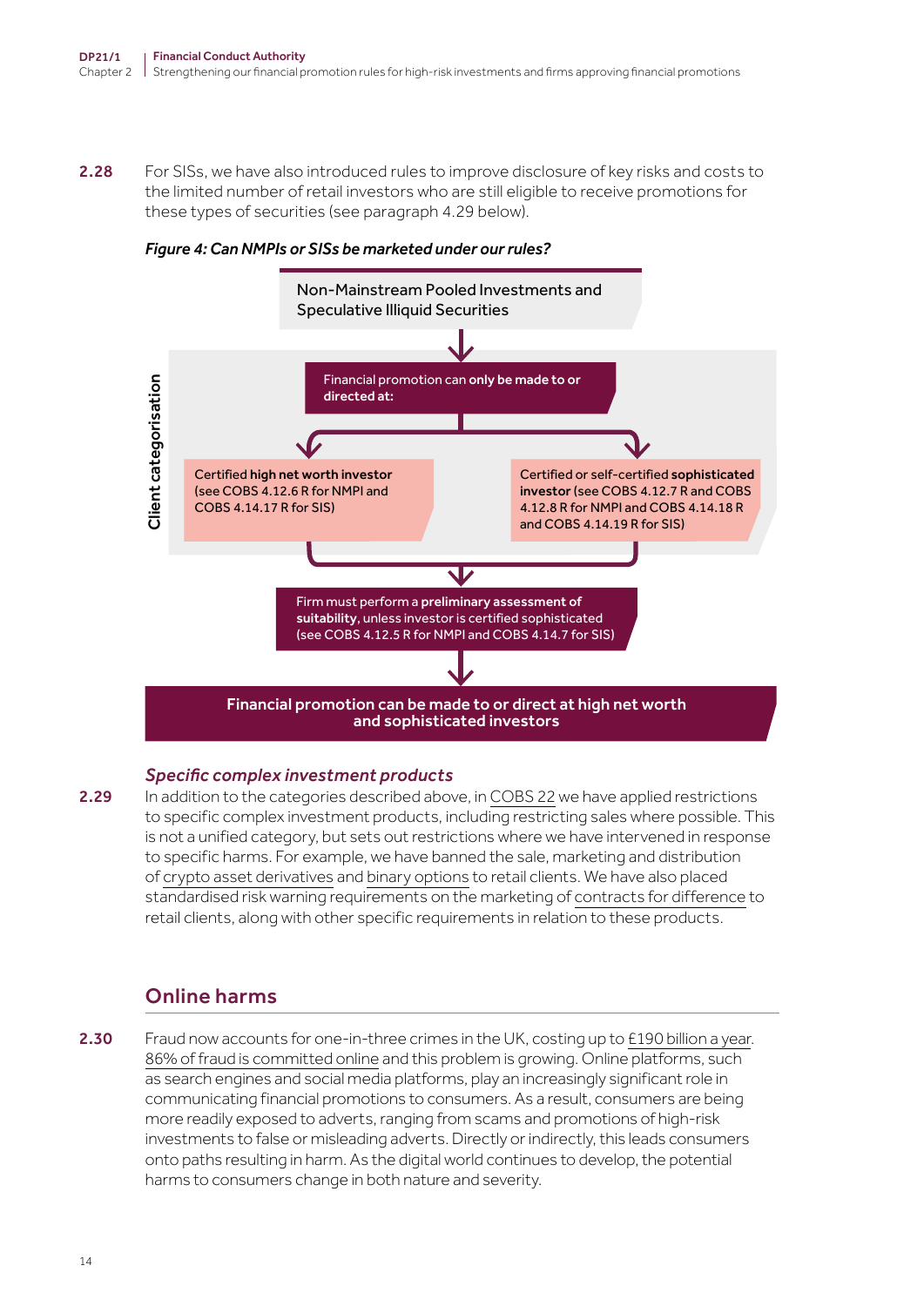**2.28** For SISs, we have also introduced rules to improve disclosure of key risks and costs to the limited number of retail investors who are still eligible to receive promotions for these types of securities (see paragraph 4.29 below).

***Figure 4: Can NMPIs or SISs be marketed under our rules?***

Non-Mainstream Pooled Investments and Speculative Illiquid Securities

Client categorisation

Financial promotion can **only be made to or directed at:**

Certified **high net worth investor** (see COBS 4.12.6 R for NMPI and COBS 4.14.17 R for SIS)

Certified or self-certified **sophisticated investor** (see COBS 4.12.7 R and COBS 4.12.8 R for NMPI and COBS 4.14.18 R and COBS 4.14.19 R for SIS)

Firm must perform a **preliminary assessment of suitability**, unless investor is certified sophisticated (see COBS 4.12.5 R for NMPI and COBS 4.14.7 for SIS)

**Financial promotion can be made to or direct at high net worth and sophisticated investors**

### *Specific complex investment products*

**2.29** In addition to the categories described above, in COBS 22 we have applied restrictions to specific complex investment products, including restricting sales where possible. This is not a unified category, but sets out restrictions where we have intervened in response to specific harms. For example, we have banned the sale, marketing and distribution of crypto asset derivatives and binary options to retail clients. We have also placed standardised risk warning requirements on the marketing of contracts for difference to retail clients, along with other specific requirements in relation to these products.

## Online harms

**2.30** Fraud now accounts for one-in-three crimes in the UK, costing up to £190 billion a year. 86% of fraud is committed online and this problem is growing. Online platforms, such as search engines and social media platforms, play an increasingly significant role in communicating financial promotions to consumers. As a result, consumers are being more readily exposed to adverts, ranging from scams and promotions of high-risk investments to false or misleading adverts. Directly or indirectly, this leads consumers onto paths resulting in harm. As the digital world continues to develop, the potential harms to consumers change in both nature and severity.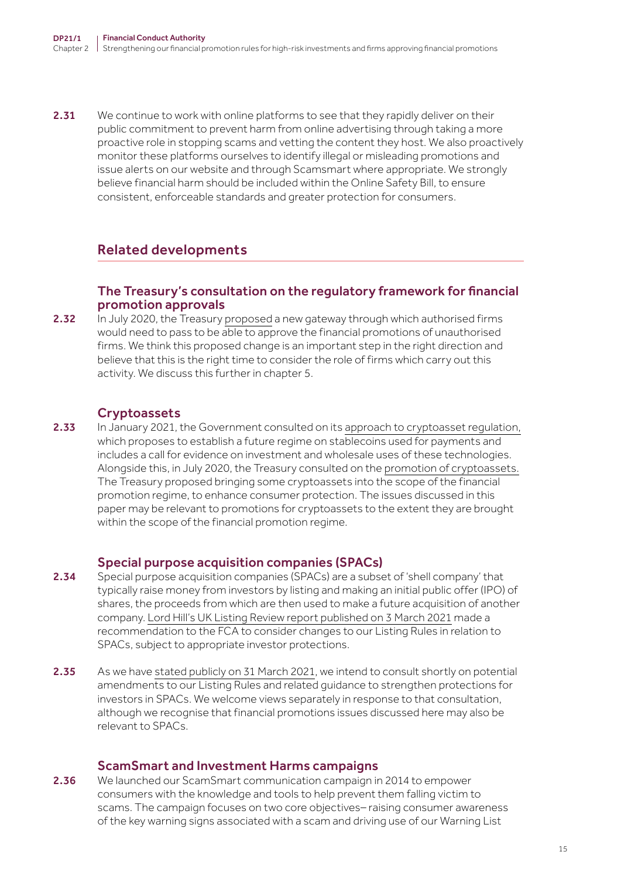2.31 We continue to work with online platforms to see that they rapidly deliver on their public commitment to prevent harm from online advertising through taking a more proactive role in stopping scams and vetting the content they host. We also proactively monitor these platforms ourselves to identify illegal or misleading promotions and issue alerts on our website and through Scamsmart where appropriate. We strongly believe financial harm should be included within the Online Safety Bill, to ensure consistent, enforceable standards and greater protection for consumers.

## Related developments

### The Treasury's consultation on the regulatory framework for financial promotion approvals

2.32 In July 2020, the Treasury proposed a new gateway through which authorised firms would need to pass to be able to approve the financial promotions of unauthorised firms. We think this proposed change is an important step in the right direction and believe that this is the right time to consider the role of firms which carry out this activity. We discuss this further in chapter 5.

### Cryptoassets

2.33 In January 2021, the Government consulted on its approach to cryptoasset regulation, which proposes to establish a future regime on stablecoins used for payments and includes a call for evidence on investment and wholesale uses of these technologies. Alongside this, in July 2020, the Treasury consulted on the promotion of cryptoassets. The Treasury proposed bringing some cryptoassets into the scope of the financial promotion regime, to enhance consumer protection. The issues discussed in this paper may be relevant to promotions for cryptoassets to the extent they are brought within the scope of the financial promotion regime.

### Special purpose acquisition companies (SPACs)

2.34 Special purpose acquisition companies (SPACs) are a subset of 'shell company' that typically raise money from investors by listing and making an initial public offer (IPO) of shares, the proceeds from which are then used to make a future acquisition of another company. Lord Hill's UK Listing Review report published on 3 March 2021 made a recommendation to the FCA to consider changes to our Listing Rules in relation to SPACs, subject to appropriate investor protections.

2.35 As we have stated publicly on 31 March 2021, we intend to consult shortly on potential amendments to our Listing Rules and related guidance to strengthen protections for investors in SPACs. We welcome views separately in response to that consultation, although we recognise that financial promotions issues discussed here may also be relevant to SPACs.

### ScamSmart and Investment Harms campaigns

2.36 We launched our ScamSmart communication campaign in 2014 to empower consumers with the knowledge and tools to help prevent them falling victim to scams. The campaign focuses on two core objectives– raising consumer awareness of the key warning signs associated with a scam and driving use of our Warning List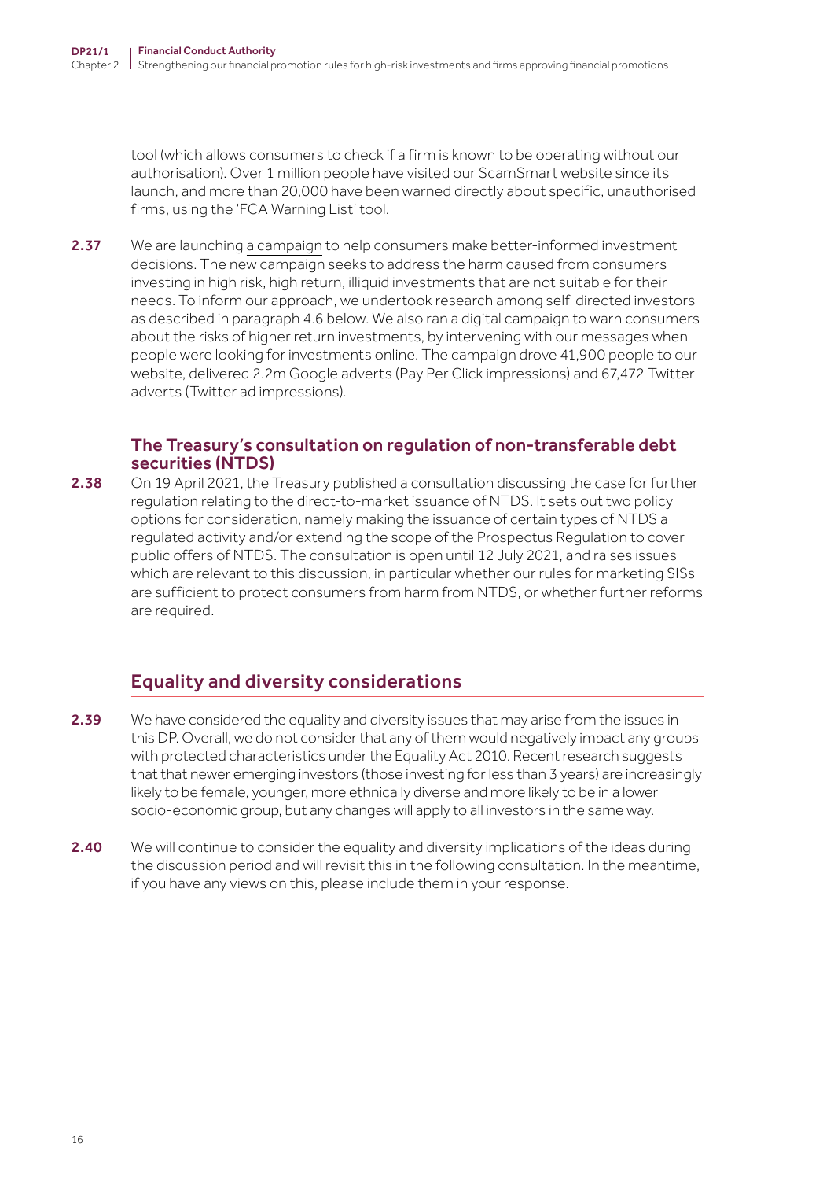tool (which allows consumers to check if a firm is known to be operating without our authorisation). Over 1 million people have visited our ScamSmart website since its launch, and more than 20,000 have been warned directly about specific, unauthorised firms, using the 'FCA Warning List' tool.

**2.37** We are launching a campaign to help consumers make better-informed investment decisions. The new campaign seeks to address the harm caused from consumers investing in high risk, high return, illiquid investments that are not suitable for their needs. To inform our approach, we undertook research among self-directed investors as described in paragraph 4.6 below. We also ran a digital campaign to warn consumers about the risks of higher return investments, by intervening with our messages when people were looking for investments online. The campaign drove 41,900 people to our website, delivered 2.2m Google adverts (Pay Per Click impressions) and 67,472 Twitter adverts (Twitter ad impressions).

### The Treasury's consultation on regulation of non-transferable debt securities (NTDS)

**2.38** On 19 April 2021, the Treasury published a consultation discussing the case for further regulation relating to the direct-to-market issuance of NTDS. It sets out two policy options for consideration, namely making the issuance of certain types of NTDS a regulated activity and/or extending the scope of the Prospectus Regulation to cover public offers of NTDS. The consultation is open until 12 July 2021, and raises issues which are relevant to this discussion, in particular whether our rules for marketing SISs are sufficient to protect consumers from harm from NTDS, or whether further reforms are required.

## Equality and diversity considerations

**2.39** We have considered the equality and diversity issues that may arise from the issues in this DP. Overall, we do not consider that any of them would negatively impact any groups with protected characteristics under the Equality Act 2010. Recent research suggests that that newer emerging investors (those investing for less than 3 years) are increasingly likely to be female, younger, more ethnically diverse and more likely to be in a lower socio-economic group, but any changes will apply to all investors in the same way.

**2.40** We will continue to consider the equality and diversity implications of the ideas during the discussion period and will revisit this in the following consultation. In the meantime, if you have any views on this, please include them in your response.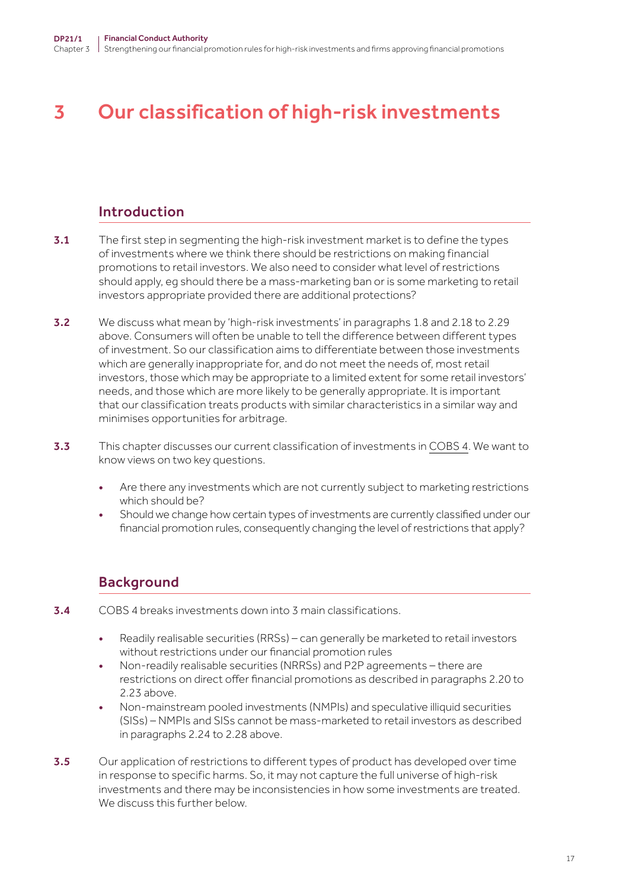# 3 Our classification of high-risk investments

## Introduction

**3.1** The first step in segmenting the high-risk investment market is to define the types of investments where we think there should be restrictions on making financial promotions to retail investors. We also need to consider what level of restrictions should apply, eg should there be a mass-marketing ban or is some marketing to retail investors appropriate provided there are additional protections?

**3.2** We discuss what mean by 'high-risk investments' in paragraphs 1.8 and 2.18 to 2.29 above. Consumers will often be unable to tell the difference between different types of investment. So our classification aims to differentiate between those investments which are generally inappropriate for, and do not meet the needs of, most retail investors, those which may be appropriate to a limited extent for some retail investors' needs, and those which are more likely to be generally appropriate. It is important that our classification treats products with similar characteristics in a similar way and minimises opportunities for arbitrage.

**3.3** This chapter discusses our current classification of investments in COBS 4. We want to know views on two key questions.

- Are there any investments which are not currently subject to marketing restrictions which should be?
- Should we change how certain types of investments are currently classified under our financial promotion rules, consequently changing the level of restrictions that apply?

## Background

**3.4** COBS 4 breaks investments down into 3 main classifications.

- Readily realisable securities (RRSs) – can generally be marketed to retail investors without restrictions under our financial promotion rules
- Non-readily realisable securities (NRRSs) and P2P agreements – there are restrictions on direct offer financial promotions as described in paragraphs 2.20 to 2.23 above.
- Non-mainstream pooled investments (NMPIs) and speculative illiquid securities (SISs) – NMPIs and SISs cannot be mass-marketed to retail investors as described in paragraphs 2.24 to 2.28 above.

**3.5** Our application of restrictions to different types of product has developed over time in response to specific harms. So, it may not capture the full universe of high-risk investments and there may be inconsistencies in how some investments are treated. We discuss this further below.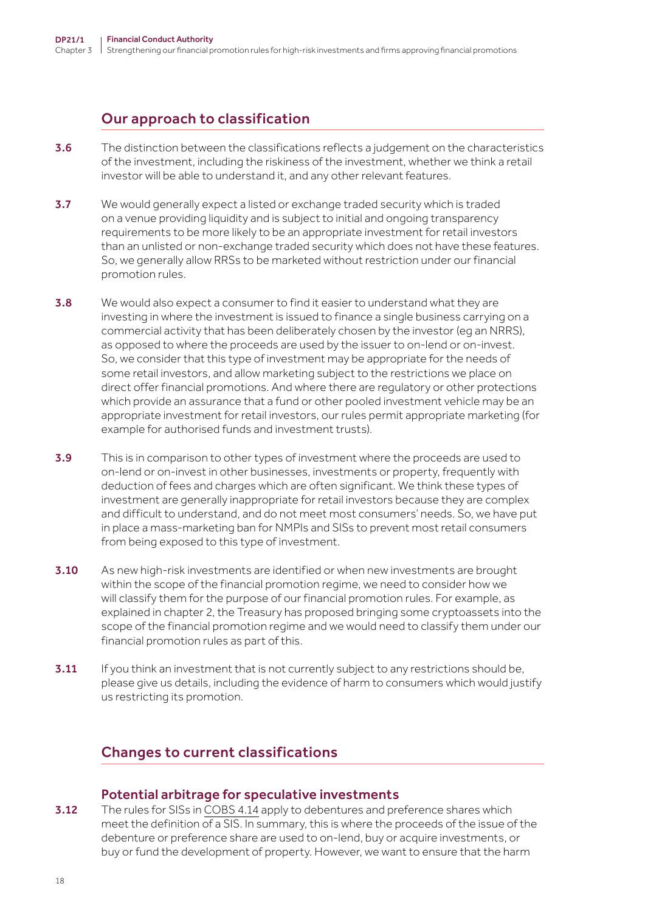## Our approach to classification

**3.6** The distinction between the classifications reflects a judgement on the characteristics of the investment, including the riskiness of the investment, whether we think a retail investor will be able to understand it, and any other relevant features.

**3.7** We would generally expect a listed or exchange traded security which is traded on a venue providing liquidity and is subject to initial and ongoing transparency requirements to be more likely to be an appropriate investment for retail investors than an unlisted or non-exchange traded security which does not have these features. So, we generally allow RRSs to be marketed without restriction under our financial promotion rules.

**3.8** We would also expect a consumer to find it easier to understand what they are investing in where the investment is issued to finance a single business carrying on a commercial activity that has been deliberately chosen by the investor (eg an NRRS), as opposed to where the proceeds are used by the issuer to on-lend or on-invest. So, we consider that this type of investment may be appropriate for the needs of some retail investors, and allow marketing subject to the restrictions we place on direct offer financial promotions. And where there are regulatory or other protections which provide an assurance that a fund or other pooled investment vehicle may be an appropriate investment for retail investors, our rules permit appropriate marketing (for example for authorised funds and investment trusts).

**3.9** This is in comparison to other types of investment where the proceeds are used to on-lend or on-invest in other businesses, investments or property, frequently with deduction of fees and charges which are often significant. We think these types of investment are generally inappropriate for retail investors because they are complex and difficult to understand, and do not meet most consumers' needs. So, we have put in place a mass-marketing ban for NMPIs and SISs to prevent most retail consumers from being exposed to this type of investment.

**3.10** As new high-risk investments are identified or when new investments are brought within the scope of the financial promotion regime, we need to consider how we will classify them for the purpose of our financial promotion rules. For example, as explained in chapter 2, the Treasury has proposed bringing some cryptoassets into the scope of the financial promotion regime and we would need to classify them under our financial promotion rules as part of this.

**3.11** If you think an investment that is not currently subject to any restrictions should be, please give us details, including the evidence of harm to consumers which would justify us restricting its promotion.

## Changes to current classifications

### Potential arbitrage for speculative investments

**3.12** The rules for SISs in COBS 4.14 apply to debentures and preference shares which meet the definition of a SIS. In summary, this is where the proceeds of the issue of the debenture or preference share are used to on-lend, buy or acquire investments, or buy or fund the development of property. However, we want to ensure that the harm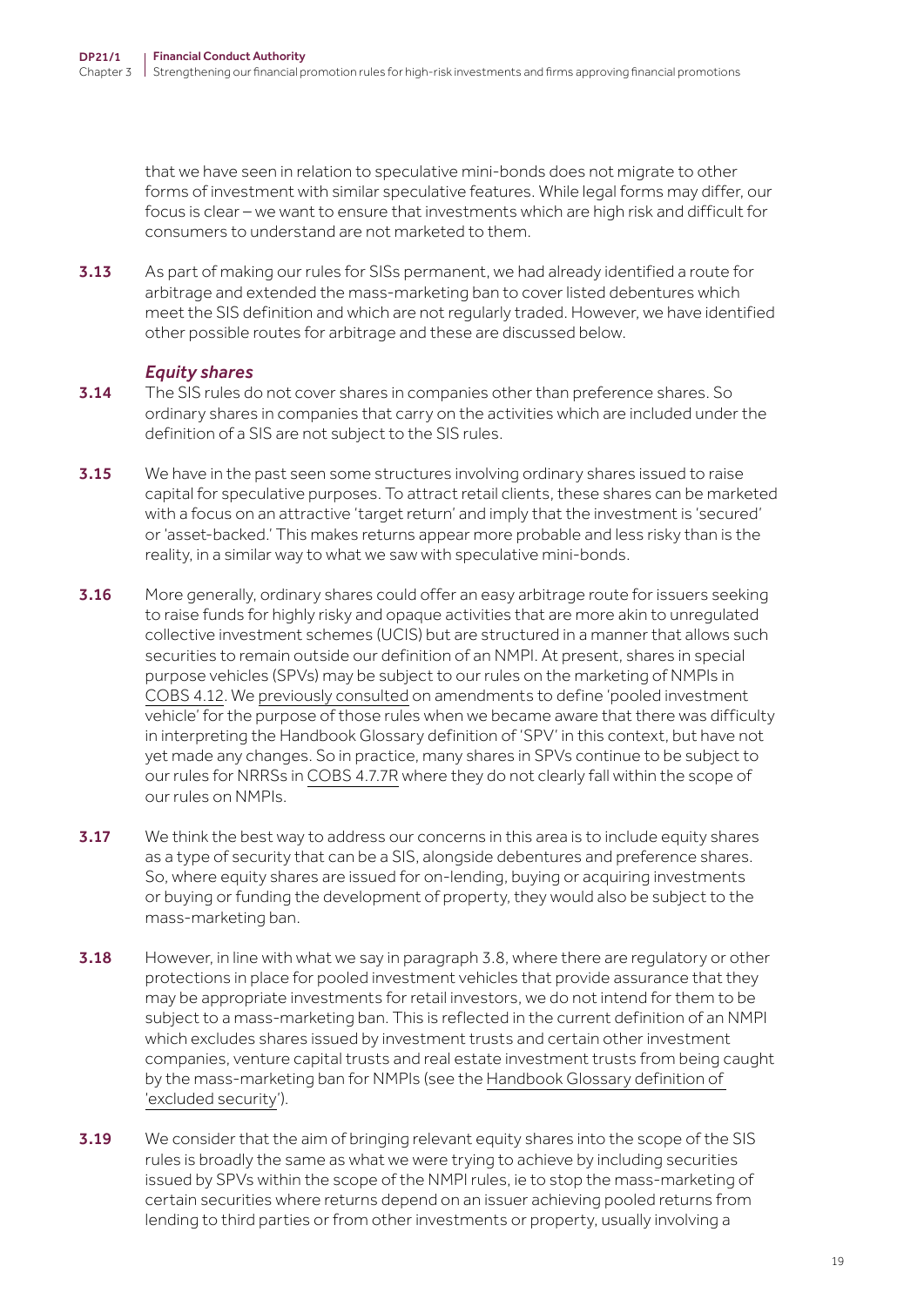that we have seen in relation to speculative mini-bonds does not migrate to other forms of investment with similar speculative features. While legal forms may differ, our focus is clear – we want to ensure that investments which are high risk and difficult for consumers to understand are not marketed to them.

**3.13** As part of making our rules for SISs permanent, we had already identified a route for arbitrage and extended the mass-marketing ban to cover listed debentures which meet the SIS definition and which are not regularly traded. However, we have identified other possible routes for arbitrage and these are discussed below.

### *Equity shares*

**3.14** The SIS rules do not cover shares in companies other than preference shares. So ordinary shares in companies that carry on the activities which are included under the definition of a SIS are not subject to the SIS rules.

**3.15** We have in the past seen some structures involving ordinary shares issued to raise capital for speculative purposes. To attract retail clients, these shares can be marketed with a focus on an attractive 'target return' and imply that the investment is 'secured' or 'asset-backed.' This makes returns appear more probable and less risky than is the reality, in a similar way to what we saw with speculative mini-bonds.

**3.16** More generally, ordinary shares could offer an easy arbitrage route for issuers seeking to raise funds for highly risky and opaque activities that are more akin to unregulated collective investment schemes (UCIS) but are structured in a manner that allows such securities to remain outside our definition of an NMPI. At present, shares in special purpose vehicles (SPVs) may be subject to our rules on the marketing of NMPIs in COBS 4.12. We previously consulted on amendments to define 'pooled investment vehicle' for the purpose of those rules when we became aware that there was difficulty in interpreting the Handbook Glossary definition of 'SPV' in this context, but have not yet made any changes. So in practice, many shares in SPVs continue to be subject to our rules for NRRSs in COBS 4.7.7R where they do not clearly fall within the scope of our rules on NMPIs.

**3.17** We think the best way to address our concerns in this area is to include equity shares as a type of security that can be a SIS, alongside debentures and preference shares. So, where equity shares are issued for on-lending, buying or acquiring investments or buying or funding the development of property, they would also be subject to the mass-marketing ban.

**3.18** However, in line with what we say in paragraph 3.8, where there are regulatory or other protections in place for pooled investment vehicles that provide assurance that they may be appropriate investments for retail investors, we do not intend for them to be subject to a mass-marketing ban. This is reflected in the current definition of an NMPI which excludes shares issued by investment trusts and certain other investment companies, venture capital trusts and real estate investment trusts from being caught by the mass-marketing ban for NMPIs (see the Handbook Glossary definition of 'excluded security').

**3.19** We consider that the aim of bringing relevant equity shares into the scope of the SIS rules is broadly the same as what we were trying to achieve by including securities issued by SPVs within the scope of the NMPI rules, ie to stop the mass-marketing of certain securities where returns depend on an issuer achieving pooled returns from lending to third parties or from other investments or property, usually involving a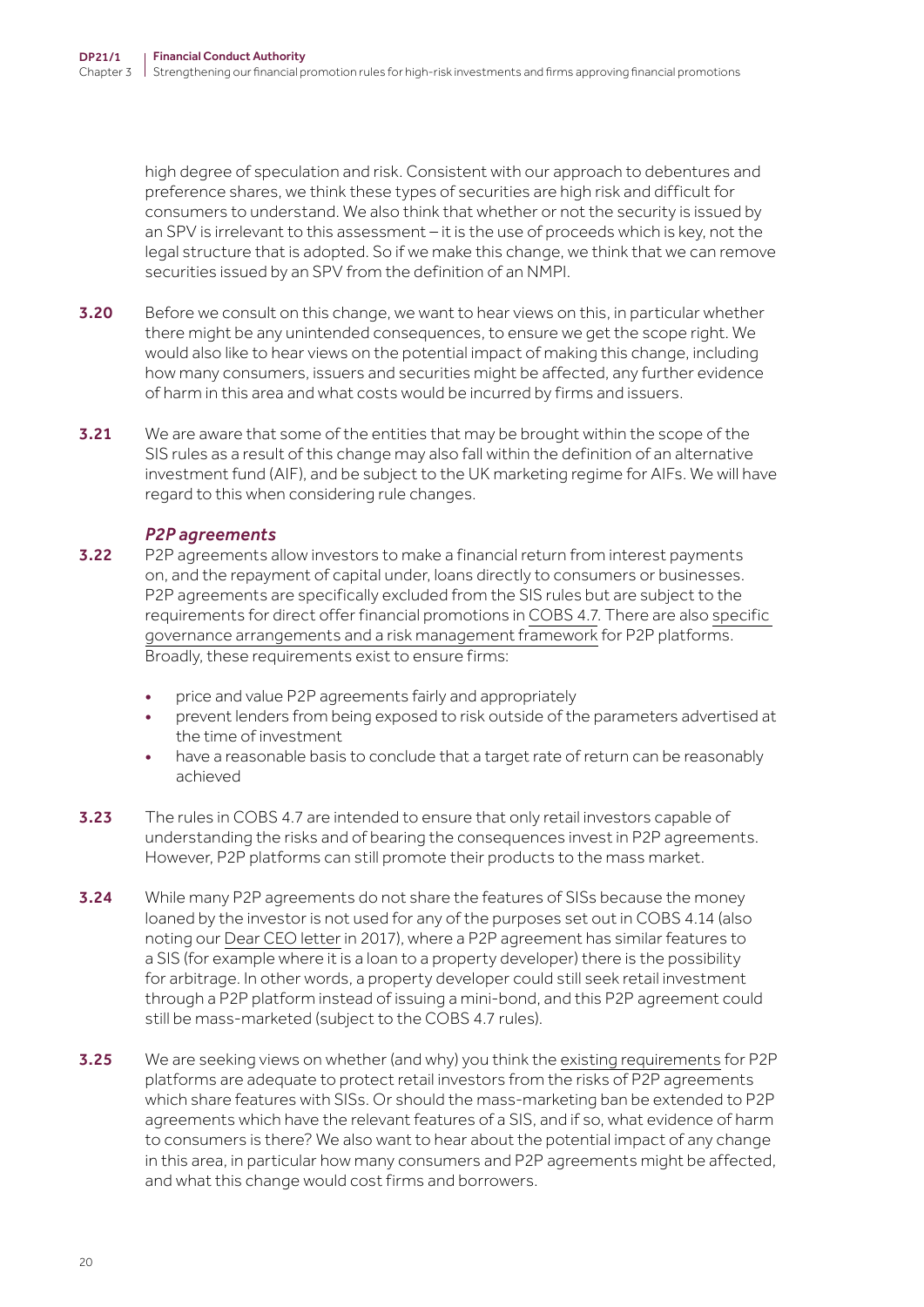high degree of speculation and risk. Consistent with our approach to debentures and preference shares, we think these types of securities are high risk and difficult for consumers to understand. We also think that whether or not the security is issued by an SPV is irrelevant to this assessment – it is the use of proceeds which is key, not the legal structure that is adopted. So if we make this change, we think that we can remove securities issued by an SPV from the definition of an NMPI.

**3.20** Before we consult on this change, we want to hear views on this, in particular whether there might be any unintended consequences, to ensure we get the scope right. We would also like to hear views on the potential impact of making this change, including how many consumers, issuers and securities might be affected, any further evidence of harm in this area and what costs would be incurred by firms and issuers.

**3.21** We are aware that some of the entities that may be brought within the scope of the SIS rules as a result of this change may also fall within the definition of an alternative investment fund (AIF), and be subject to the UK marketing regime for AIFs. We will have regard to this when considering rule changes.

### *P2P agreements*

**3.22** P2P agreements allow investors to make a financial return from interest payments on, and the repayment of capital under, loans directly to consumers or businesses. P2P agreements are specifically excluded from the SIS rules but are subject to the requirements for direct offer financial promotions in COBS 4.7. There are also specific governance arrangements and a risk management framework for P2P platforms. Broadly, these requirements exist to ensure firms:

- price and value P2P agreements fairly and appropriately
- prevent lenders from being exposed to risk outside of the parameters advertised at the time of investment
- have a reasonable basis to conclude that a target rate of return can be reasonably achieved

**3.23** The rules in COBS 4.7 are intended to ensure that only retail investors capable of understanding the risks and of bearing the consequences invest in P2P agreements. However, P2P platforms can still promote their products to the mass market.

**3.24** While many P2P agreements do not share the features of SISs because the money loaned by the investor is not used for any of the purposes set out in COBS 4.14 (also noting our Dear CEO letter in 2017), where a P2P agreement has similar features to a SIS (for example where it is a loan to a property developer) there is the possibility for arbitrage. In other words, a property developer could still seek retail investment through a P2P platform instead of issuing a mini-bond, and this P2P agreement could still be mass-marketed (subject to the COBS 4.7 rules).

**3.25** We are seeking views on whether (and why) you think the existing requirements for P2P platforms are adequate to protect retail investors from the risks of P2P agreements which share features with SISs. Or should the mass-marketing ban be extended to P2P agreements which have the relevant features of a SIS, and if so, what evidence of harm to consumers is there? We also want to hear about the potential impact of any change in this area, in particular how many consumers and P2P agreements might be affected, and what this change would cost firms and borrowers.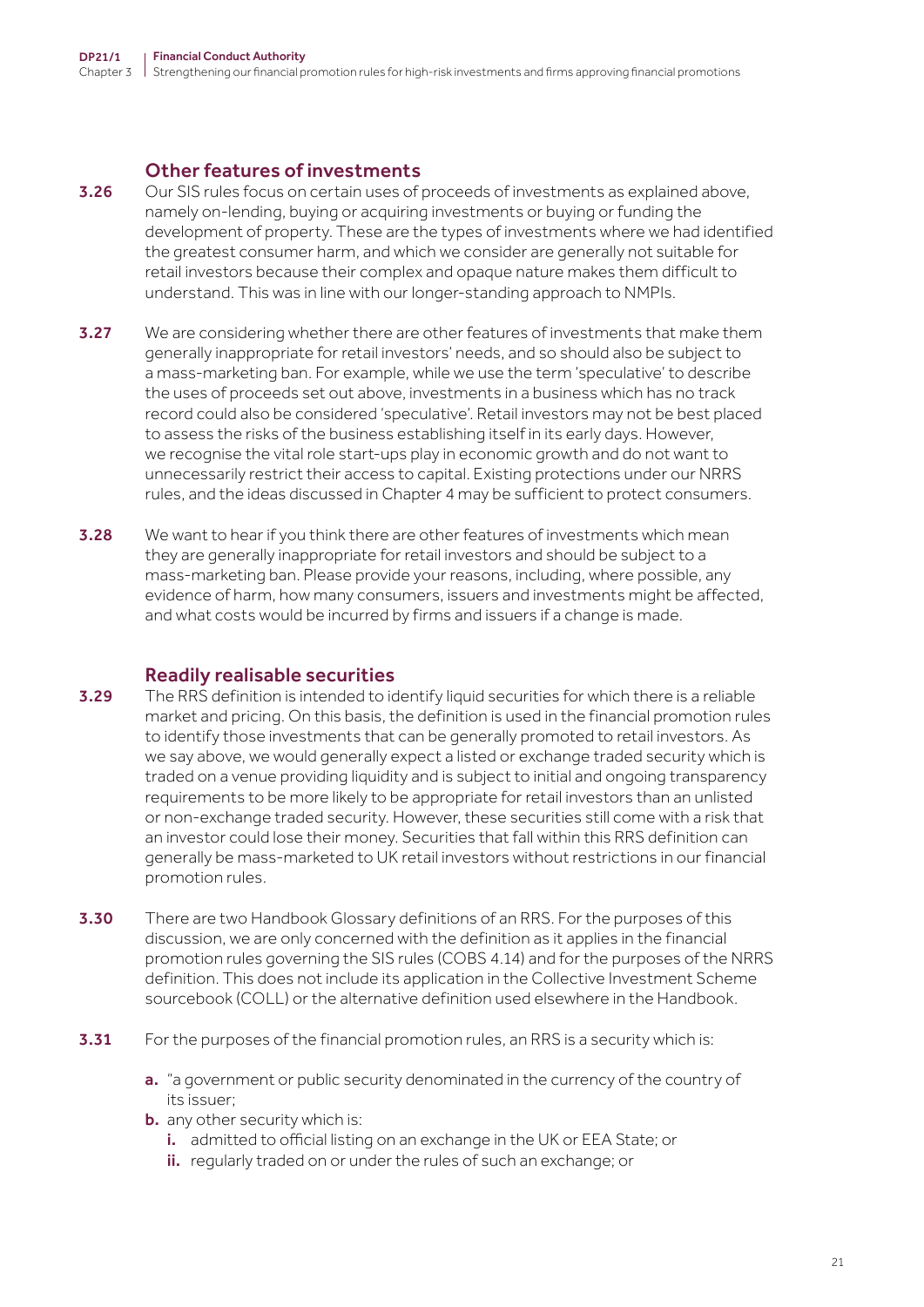## Other features of investments

**3.26** Our SIS rules focus on certain uses of proceeds of investments as explained above, namely on-lending, buying or acquiring investments or buying or funding the development of property. These are the types of investments where we had identified the greatest consumer harm, and which we consider are generally not suitable for retail investors because their complex and opaque nature makes them difficult to understand. This was in line with our longer-standing approach to NMPIs.

**3.27** We are considering whether there are other features of investments that make them generally inappropriate for retail investors' needs, and so should also be subject to a mass-marketing ban. For example, while we use the term 'speculative' to describe the uses of proceeds set out above, investments in a business which has no track record could also be considered 'speculative'. Retail investors may not be best placed to assess the risks of the business establishing itself in its early days. However, we recognise the vital role start-ups play in economic growth and do not want to unnecessarily restrict their access to capital. Existing protections under our NRRS rules, and the ideas discussed in Chapter 4 may be sufficient to protect consumers.

**3.28** We want to hear if you think there are other features of investments which mean they are generally inappropriate for retail investors and should be subject to a mass-marketing ban. Please provide your reasons, including, where possible, any evidence of harm, how many consumers, issuers and investments might be affected, and what costs would be incurred by firms and issuers if a change is made.

## Readily realisable securities

**3.29** The RRS definition is intended to identify liquid securities for which there is a reliable market and pricing. On this basis, the definition is used in the financial promotion rules to identify those investments that can be generally promoted to retail investors. As we say above, we would generally expect a listed or exchange traded security which is traded on a venue providing liquidity and is subject to initial and ongoing transparency requirements to be more likely to be appropriate for retail investors than an unlisted or non-exchange traded security. However, these securities still come with a risk that an investor could lose their money. Securities that fall within this RRS definition can generally be mass-marketed to UK retail investors without restrictions in our financial promotion rules.

**3.30** There are two Handbook Glossary definitions of an RRS. For the purposes of this discussion, we are only concerned with the definition as it applies in the financial promotion rules governing the SIS rules (COBS 4.14) and for the purposes of the NRRS definition. This does not include its application in the Collective Investment Scheme sourcebook (COLL) or the alternative definition used elsewhere in the Handbook.

**3.31** For the purposes of the financial promotion rules, an RRS is a security which is:

- **a.** "a government or public security denominated in the currency of the country of its issuer;
- **b.** any other security which is:
  - **i.** admitted to official listing on an exchange in the UK or EEA State; or
  - **ii.** regularly traded on or under the rules of such an exchange; or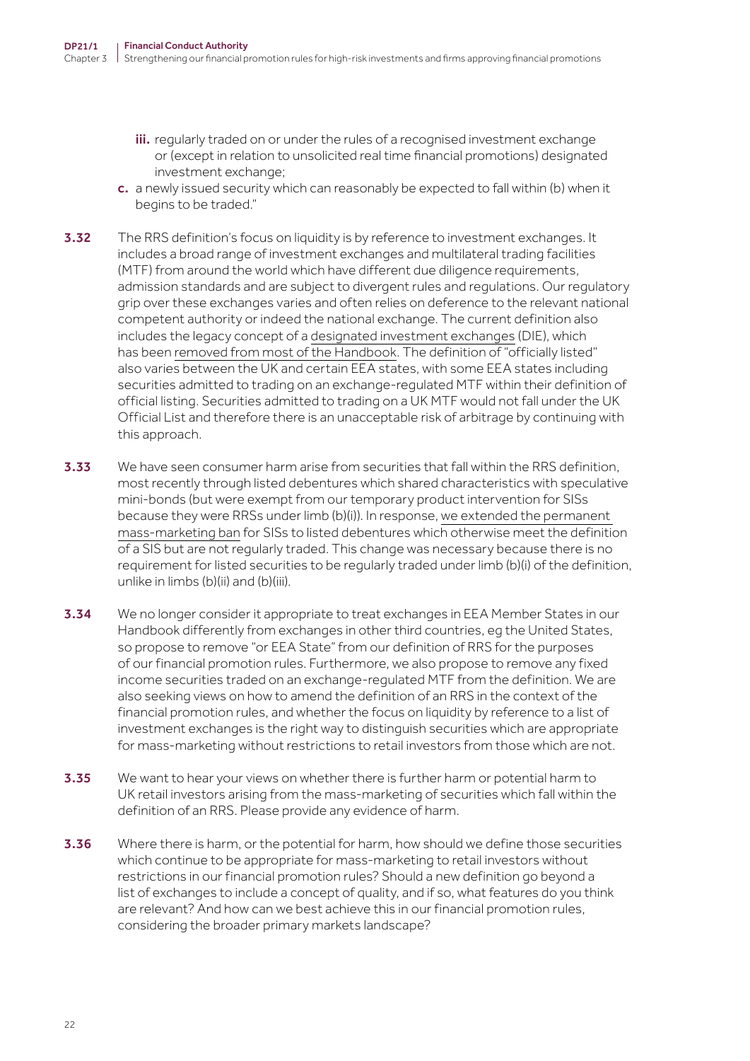- **iii.** regularly traded on or under the rules of a recognised investment exchange or (except in relation to unsolicited real time financial promotions) designated investment exchange;

- **c.** a newly issued security which can reasonably be expected to fall within (b) when it begins to be traded."

**3.32** The RRS definition's focus on liquidity is by reference to investment exchanges. It includes a broad range of investment exchanges and multilateral trading facilities (MTF) from around the world which have different due diligence requirements, admission standards and are subject to divergent rules and regulations. Our regulatory grip over these exchanges varies and often relies on deference to the relevant national competent authority or indeed the national exchange. The current definition also includes the legacy concept of a designated investment exchanges (DIE), which has been removed from most of the Handbook. The definition of "officially listed" also varies between the UK and certain EEA states, with some EEA states including securities admitted to trading on an exchange-regulated MTF within their definition of official listing. Securities admitted to trading on a UK MTF would not fall under the UK Official List and therefore there is an unacceptable risk of arbitrage by continuing with this approach.

**3.33** We have seen consumer harm arise from securities that fall within the RRS definition, most recently through listed debentures which shared characteristics with speculative mini-bonds (but were exempt from our temporary product intervention for SISs because they were RRSs under limb (b)(i)). In response, we extended the permanent mass-marketing ban for SISs to listed debentures which otherwise meet the definition of a SIS but are not regularly traded. This change was necessary because there is no requirement for listed securities to be regularly traded under limb (b)(i) of the definition, unlike in limbs (b)(ii) and (b)(iii).

**3.34** We no longer consider it appropriate to treat exchanges in EEA Member States in our Handbook differently from exchanges in other third countries, eg the United States, so propose to remove "or EEA State" from our definition of RRS for the purposes of our financial promotion rules. Furthermore, we also propose to remove any fixed income securities traded on an exchange-regulated MTF from the definition. We are also seeking views on how to amend the definition of an RRS in the context of the financial promotion rules, and whether the focus on liquidity by reference to a list of investment exchanges is the right way to distinguish securities which are appropriate for mass-marketing without restrictions to retail investors from those which are not.

**3.35** We want to hear your views on whether there is further harm or potential harm to UK retail investors arising from the mass-marketing of securities which fall within the definition of an RRS. Please provide any evidence of harm.

**3.36** Where there is harm, or the potential for harm, how should we define those securities which continue to be appropriate for mass-marketing to retail investors without restrictions in our financial promotion rules? Should a new definition go beyond a list of exchanges to include a concept of quality, and if so, what features do you think are relevant? And how can we best achieve this in our financial promotion rules, considering the broader primary markets landscape?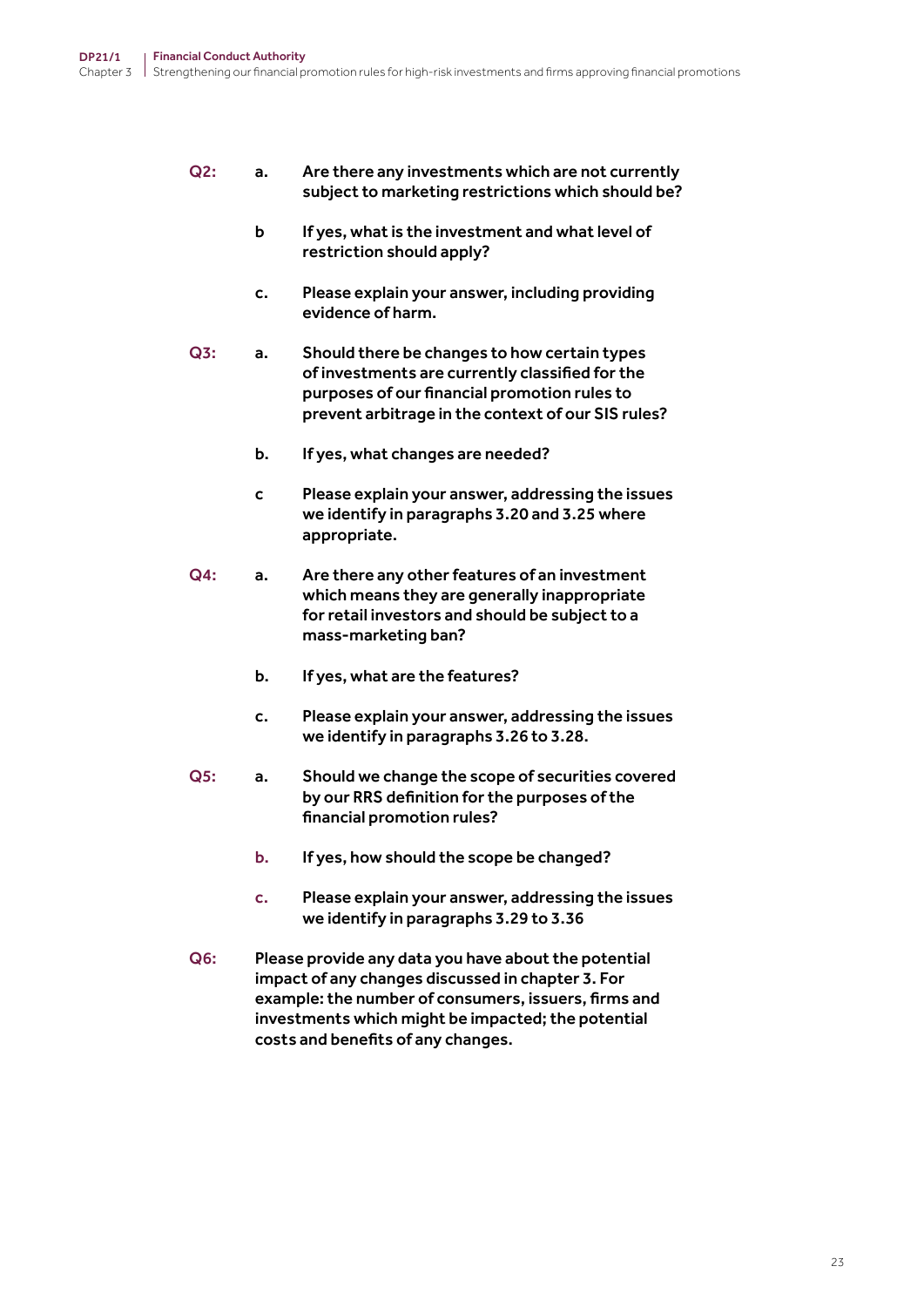**Q2:**

**a.** **Are there any investments which are not currently subject to marketing restrictions which should be?**

**b** **If yes, what is the investment and what level of restriction should apply?**

**c.** **Please explain your answer, including providing evidence of harm.**

**Q3:**

**a.** **Should there be changes to how certain types of investments are currently classified for the purposes of our financial promotion rules to prevent arbitrage in the context of our SIS rules?**

**b.** **If yes, what changes are needed?**

**c** **Please explain your answer, addressing the issues we identify in paragraphs 3.20 and 3.25 where appropriate.**

**Q4:**

**a.** **Are there any other features of an investment which means they are generally inappropriate for retail investors and should be subject to a mass-marketing ban?**

**b.** **If yes, what are the features?**

**c.** **Please explain your answer, addressing the issues we identify in paragraphs 3.26 to 3.28.**

**Q5:**

**a.** **Should we change the scope of securities covered by our RRS definition for the purposes of the financial promotion rules?**

**b.** **If yes, how should the scope be changed?**

**c.** **Please explain your answer, addressing the issues we identify in paragraphs 3.29 to 3.36**

**Q6:** **Please provide any data you have about the potential impact of any changes discussed in chapter 3. For example: the number of consumers, issuers, firms and investments which might be impacted; the potential costs and benefits of any changes.**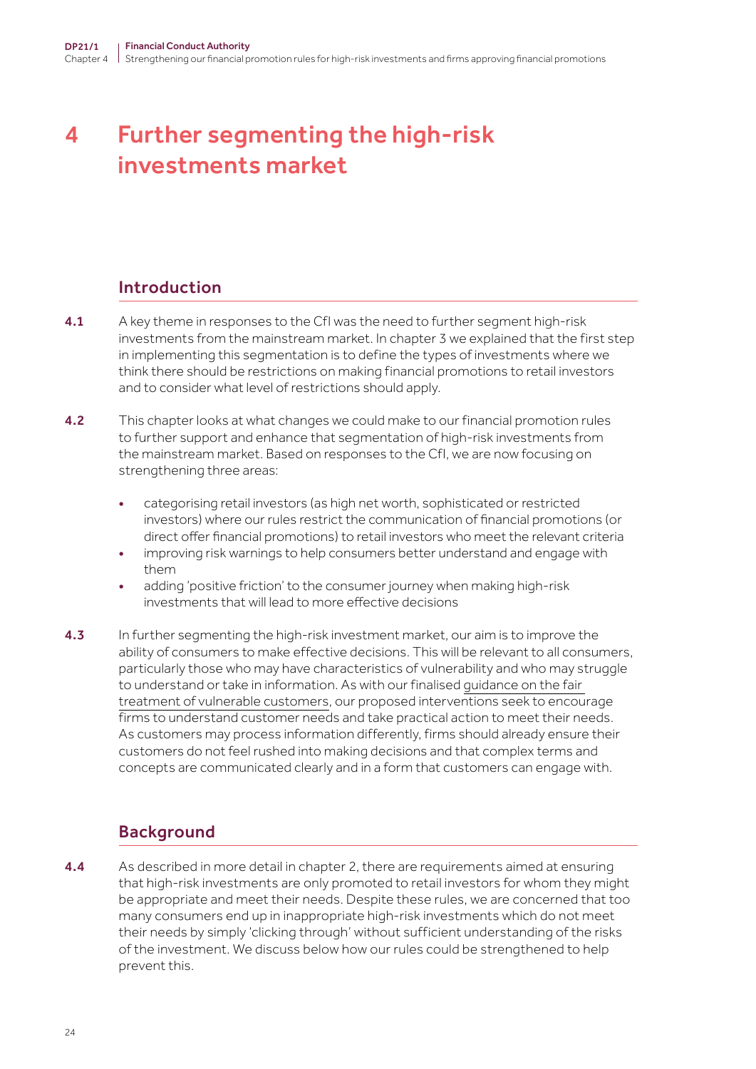# 4 Further segmenting the high-risk investments market

## Introduction

**4.1** A key theme in responses to the CfI was the need to further segment high-risk investments from the mainstream market. In chapter 3 we explained that the first step in implementing this segmentation is to define the types of investments where we think there should be restrictions on making financial promotions to retail investors and to consider what level of restrictions should apply.

**4.2** This chapter looks at what changes we could make to our financial promotion rules to further support and enhance that segmentation of high-risk investments from the mainstream market. Based on responses to the CfI, we are now focusing on strengthening three areas:

- categorising retail investors (as high net worth, sophisticated or restricted investors) where our rules restrict the communication of financial promotions (or direct offer financial promotions) to retail investors who meet the relevant criteria
- improving risk warnings to help consumers better understand and engage with them
- adding 'positive friction' to the consumer journey when making high-risk investments that will lead to more effective decisions

**4.3** In further segmenting the high-risk investment market, our aim is to improve the ability of consumers to make effective decisions. This will be relevant to all consumers, particularly those who may have characteristics of vulnerability and who may struggle to understand or take in information. As with our finalised guidance on the fair treatment of vulnerable customers, our proposed interventions seek to encourage firms to understand customer needs and take practical action to meet their needs. As customers may process information differently, firms should already ensure their customers do not feel rushed into making decisions and that complex terms and concepts are communicated clearly and in a form that customers can engage with.

## Background

**4.4** As described in more detail in chapter 2, there are requirements aimed at ensuring that high-risk investments are only promoted to retail investors for whom they might be appropriate and meet their needs. Despite these rules, we are concerned that too many consumers end up in inappropriate high-risk investments which do not meet their needs by simply 'clicking through' without sufficient understanding of the risks of the investment. We discuss below how our rules could be strengthened to help prevent this.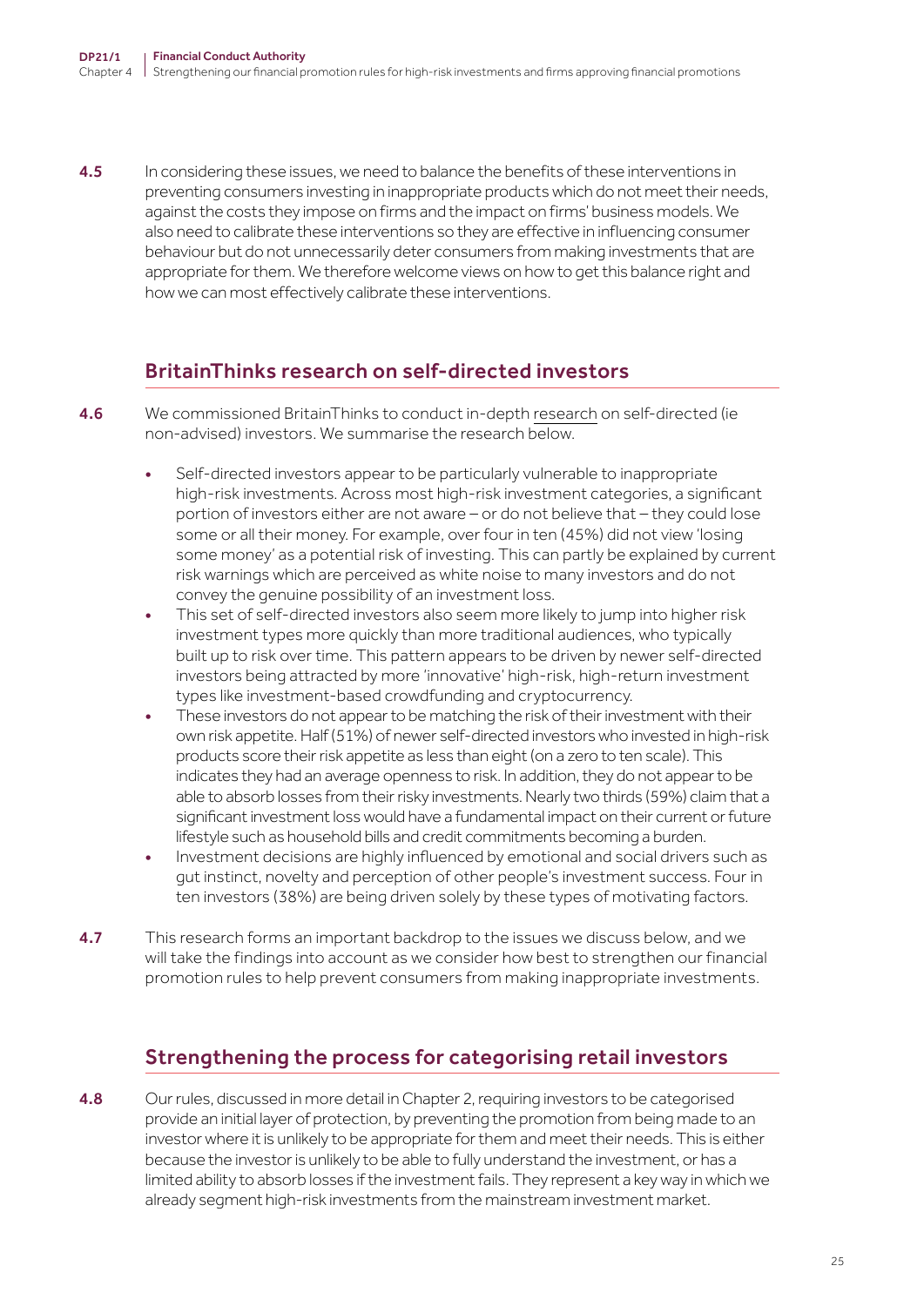4.5 In considering these issues, we need to balance the benefits of these interventions in preventing consumers investing in inappropriate products which do not meet their needs, against the costs they impose on firms and the impact on firms' business models. We also need to calibrate these interventions so they are effective in influencing consumer behaviour but do not unnecessarily deter consumers from making investments that are appropriate for them. We therefore welcome views on how to get this balance right and how we can most effectively calibrate these interventions.

## BritainThinks research on self-directed investors

4.6 We commissioned BritainThinks to conduct in-depth research on self-directed (ie non-advised) investors. We summarise the research below.

- Self-directed investors appear to be particularly vulnerable to inappropriate high-risk investments. Across most high-risk investment categories, a significant portion of investors either are not aware – or do not believe that – they could lose some or all their money. For example, over four in ten (45%) did not view 'losing some money' as a potential risk of investing. This can partly be explained by current risk warnings which are perceived as white noise to many investors and do not convey the genuine possibility of an investment loss.
- This set of self-directed investors also seem more likely to jump into higher risk investment types more quickly than more traditional audiences, who typically built up to risk over time. This pattern appears to be driven by newer self-directed investors being attracted by more 'innovative' high-risk, high-return investment types like investment-based crowdfunding and cryptocurrency.
- These investors do not appear to be matching the risk of their investment with their own risk appetite. Half (51%) of newer self-directed investors who invested in high-risk products score their risk appetite as less than eight (on a zero to ten scale). This indicates they had an average openness to risk. In addition, they do not appear to be able to absorb losses from their risky investments. Nearly two thirds (59%) claim that a significant investment loss would have a fundamental impact on their current or future lifestyle such as household bills and credit commitments becoming a burden.
- Investment decisions are highly influenced by emotional and social drivers such as gut instinct, novelty and perception of other people's investment success. Four in ten investors (38%) are being driven solely by these types of motivating factors.

4.7 This research forms an important backdrop to the issues we discuss below, and we will take the findings into account as we consider how best to strengthen our financial promotion rules to help prevent consumers from making inappropriate investments.

## Strengthening the process for categorising retail investors

4.8 Our rules, discussed in more detail in Chapter 2, requiring investors to be categorised provide an initial layer of protection, by preventing the promotion from being made to an investor where it is unlikely to be appropriate for them and meet their needs. This is either because the investor is unlikely to be able to fully understand the investment, or has a limited ability to absorb losses if the investment fails. They represent a key way in which we already segment high-risk investments from the mainstream investment market.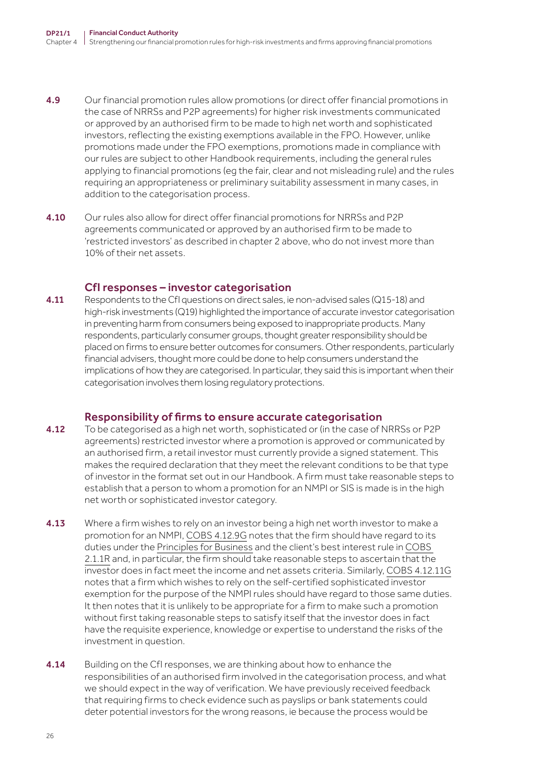4.9 Our financial promotion rules allow promotions (or direct offer financial promotions in the case of NRRSs and P2P agreements) for higher risk investments communicated or approved by an authorised firm to be made to high net worth and sophisticated investors, reflecting the existing exemptions available in the FPO. However, unlike promotions made under the FPO exemptions, promotions made in compliance with our rules are subject to other Handbook requirements, including the general rules applying to financial promotions (eg the fair, clear and not misleading rule) and the rules requiring an appropriateness or preliminary suitability assessment in many cases, in addition to the categorisation process.

4.10 Our rules also allow for direct offer financial promotions for NRRSs and P2P agreements communicated or approved by an authorised firm to be made to 'restricted investors' as described in chapter 2 above, who do not invest more than 10% of their net assets.

### CfI responses – investor categorisation

4.11 Respondents to the CfI questions on direct sales, ie non-advised sales (Q15-18) and high-risk investments (Q19) highlighted the importance of accurate investor categorisation in preventing harm from consumers being exposed to inappropriate products. Many respondents, particularly consumer groups, thought greater responsibility should be placed on firms to ensure better outcomes for consumers. Other respondents, particularly financial advisers, thought more could be done to help consumers understand the implications of how they are categorised. In particular, they said this is important when their categorisation involves them losing regulatory protections.

### Responsibility of firms to ensure accurate categorisation

4.12 To be categorised as a high net worth, sophisticated or (in the case of NRRSs or P2P agreements) restricted investor where a promotion is approved or communicated by an authorised firm, a retail investor must currently provide a signed statement. This makes the required declaration that they meet the relevant conditions to be that type of investor in the format set out in our Handbook. A firm must take reasonable steps to establish that a person to whom a promotion for an NMPI or SIS is made is in the high net worth or sophisticated investor category.

4.13 Where a firm wishes to rely on an investor being a high net worth investor to make a promotion for an NMPI, COBS 4.12.9G notes that the firm should have regard to its duties under the Principles for Business and the client's best interest rule in COBS 2.1.1R and, in particular, the firm should take reasonable steps to ascertain that the investor does in fact meet the income and net assets criteria. Similarly, COBS 4.12.11G notes that a firm which wishes to rely on the self-certified sophisticated investor exemption for the purpose of the NMPI rules should have regard to those same duties. It then notes that it is unlikely to be appropriate for a firm to make such a promotion without first taking reasonable steps to satisfy itself that the investor does in fact have the requisite experience, knowledge or expertise to understand the risks of the investment in question.

4.14 Building on the CfI responses, we are thinking about how to enhance the responsibilities of an authorised firm involved in the categorisation process, and what we should expect in the way of verification. We have previously received feedback that requiring firms to check evidence such as payslips or bank statements could deter potential investors for the wrong reasons, ie because the process would be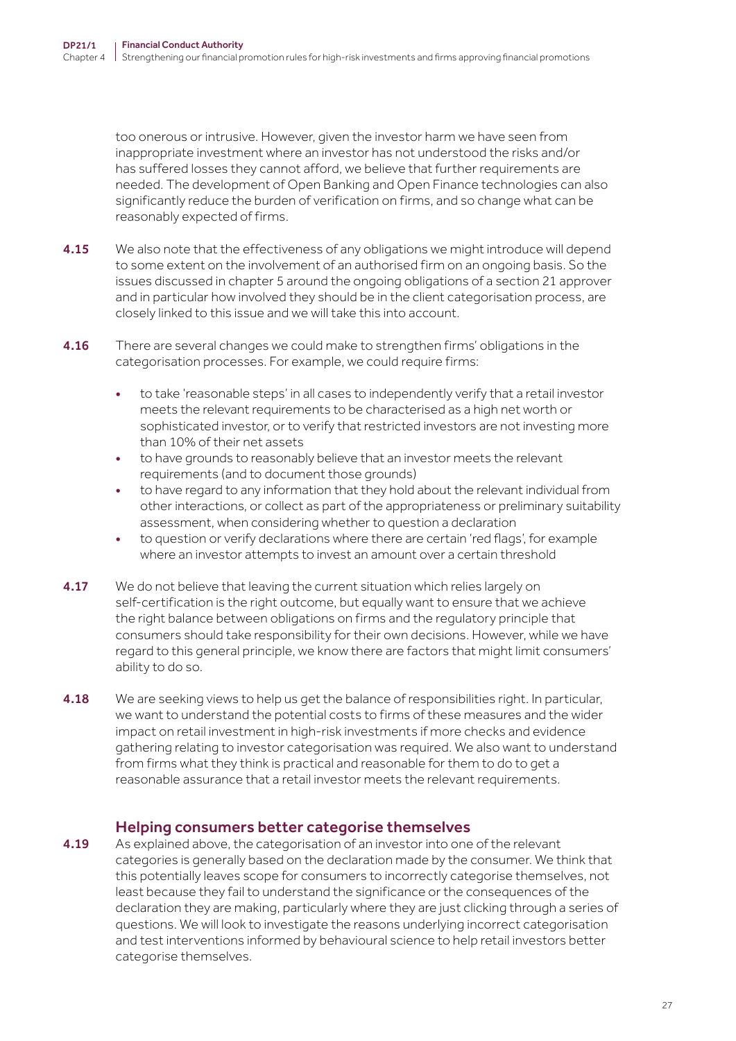too onerous or intrusive. However, given the investor harm we have seen from inappropriate investment where an investor has not understood the risks and/or has suffered losses they cannot afford, we believe that further requirements are needed. The development of Open Banking and Open Finance technologies can also significantly reduce the burden of verification on firms, and so change what can be reasonably expected of firms.

**4.15** We also note that the effectiveness of any obligations we might introduce will depend to some extent on the involvement of an authorised firm on an ongoing basis. So the issues discussed in chapter 5 around the ongoing obligations of a section 21 approver and in particular how involved they should be in the client categorisation process, are closely linked to this issue and we will take this into account.

**4.16** There are several changes we could make to strengthen firms' obligations in the categorisation processes. For example, we could require firms:

- to take 'reasonable steps' in all cases to independently verify that a retail investor meets the relevant requirements to be characterised as a high net worth or sophisticated investor, or to verify that restricted investors are not investing more than 10% of their net assets
- to have grounds to reasonably believe that an investor meets the relevant requirements (and to document those grounds)
- to have regard to any information that they hold about the relevant individual from other interactions, or collect as part of the appropriateness or preliminary suitability assessment, when considering whether to question a declaration
- to question or verify declarations where there are certain 'red flags', for example where an investor attempts to invest an amount over a certain threshold

**4.17** We do not believe that leaving the current situation which relies largely on self-certification is the right outcome, but equally want to ensure that we achieve the right balance between obligations on firms and the regulatory principle that consumers should take responsibility for their own decisions. However, while we have regard to this general principle, we know there are factors that might limit consumers' ability to do so.

**4.18** We are seeking views to help us get the balance of responsibilities right. In particular, we want to understand the potential costs to firms of these measures and the wider impact on retail investment in high-risk investments if more checks and evidence gathering relating to investor categorisation was required. We also want to understand from firms what they think is practical and reasonable for them to do to get a reasonable assurance that a retail investor meets the relevant requirements.

### Helping consumers better categorise themselves

**4.19** As explained above, the categorisation of an investor into one of the relevant categories is generally based on the declaration made by the consumer. We think that this potentially leaves scope for consumers to incorrectly categorise themselves, not least because they fail to understand the significance or the consequences of the declaration they are making, particularly where they are just clicking through a series of questions. We will look to investigate the reasons underlying incorrect categorisation and test interventions informed by behavioural science to help retail investors better categorise themselves.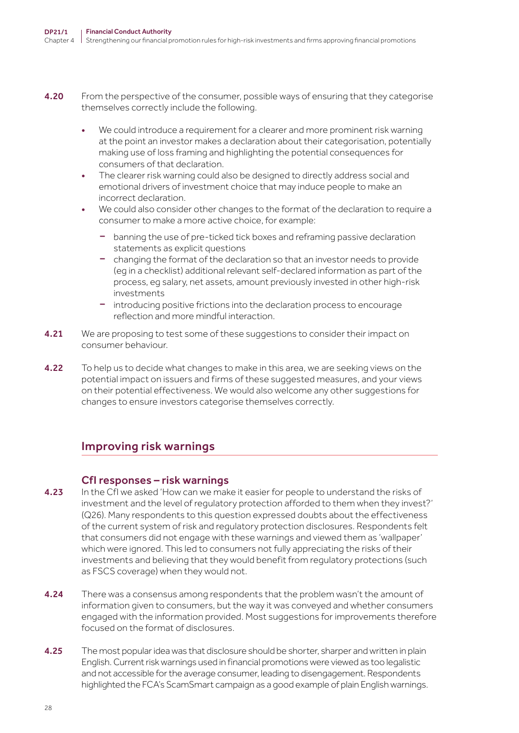**4.20** From the perspective of the consumer, possible ways of ensuring that they categorise themselves correctly include the following.

- We could introduce a requirement for a clearer and more prominent risk warning at the point an investor makes a declaration about their categorisation, potentially making use of loss framing and highlighting the potential consequences for consumers of that declaration.
- The clearer risk warning could also be designed to directly address social and emotional drivers of investment choice that may induce people to make an incorrect declaration.
- We could also consider other changes to the format of the declaration to require a consumer to make a more active choice, for example:
  - banning the use of pre-ticked tick boxes and reframing passive declaration statements as explicit questions
  - changing the format of the declaration so that an investor needs to provide (eg in a checklist) additional relevant self-declared information as part of the process, eg salary, net assets, amount previously invested in other high-risk investments
  - introducing positive frictions into the declaration process to encourage reflection and more mindful interaction.

**4.21** We are proposing to test some of these suggestions to consider their impact on consumer behaviour.

**4.22** To help us to decide what changes to make in this area, we are seeking views on the potential impact on issuers and firms of these suggested measures, and your views on their potential effectiveness. We would also welcome any other suggestions for changes to ensure investors categorise themselves correctly.

## Improving risk warnings

### CfI responses – risk warnings

**4.23** In the CfI we asked 'How can we make it easier for people to understand the risks of investment and the level of regulatory protection afforded to them when they invest?' (Q26). Many respondents to this question expressed doubts about the effectiveness of the current system of risk and regulatory protection disclosures. Respondents felt that consumers did not engage with these warnings and viewed them as 'wallpaper' which were ignored. This led to consumers not fully appreciating the risks of their investments and believing that they would benefit from regulatory protections (such as FSCS coverage) when they would not.

**4.24** There was a consensus among respondents that the problem wasn't the amount of information given to consumers, but the way it was conveyed and whether consumers engaged with the information provided. Most suggestions for improvements therefore focused on the format of disclosures.

**4.25** The most popular idea was that disclosure should be shorter, sharper and written in plain English. Current risk warnings used in financial promotions were viewed as too legalistic and not accessible for the average consumer, leading to disengagement. Respondents highlighted the FCA's ScamSmart campaign as a good example of plain English warnings.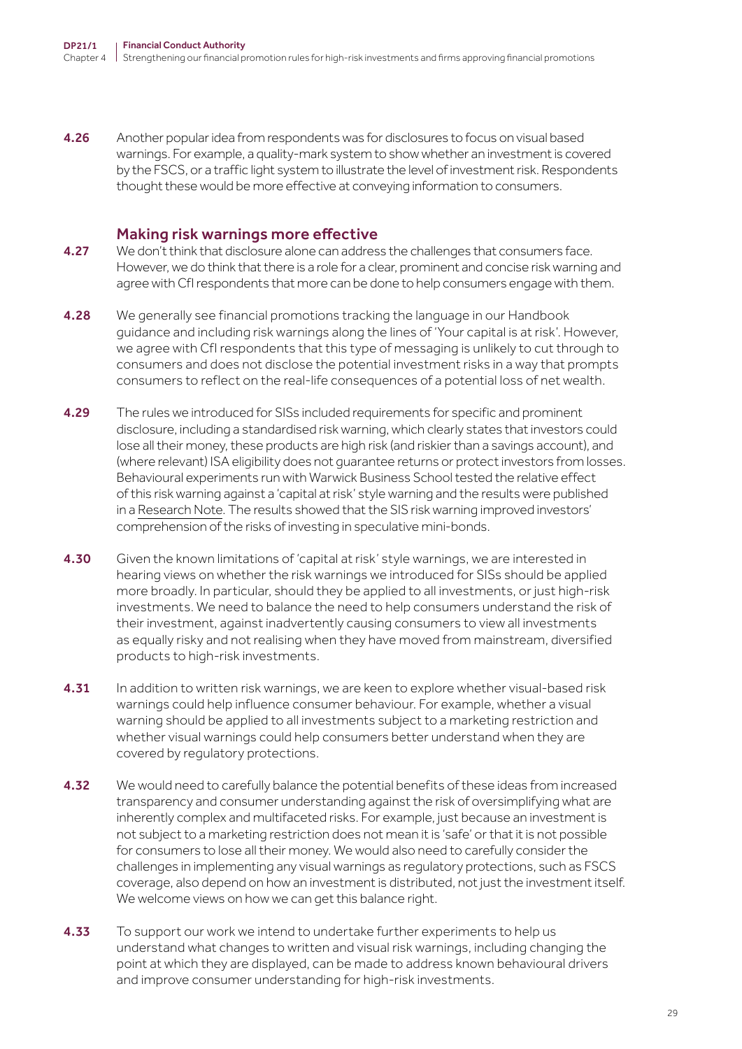**4.26** Another popular idea from respondents was for disclosures to focus on visual based warnings. For example, a quality-mark system to show whether an investment is covered by the FSCS, or a traffic light system to illustrate the level of investment risk. Respondents thought these would be more effective at conveying information to consumers.

### Making risk warnings more effective

**4.27** We don't think that disclosure alone can address the challenges that consumers face. However, we do think that there is a role for a clear, prominent and concise risk warning and agree with CfI respondents that more can be done to help consumers engage with them.

**4.28** We generally see financial promotions tracking the language in our Handbook guidance and including risk warnings along the lines of 'Your capital is at risk'. However, we agree with CfI respondents that this type of messaging is unlikely to cut through to consumers and does not disclose the potential investment risks in a way that prompts consumers to reflect on the real-life consequences of a potential loss of net wealth.

**4.29** The rules we introduced for SISs included requirements for specific and prominent disclosure, including a standardised risk warning, which clearly states that investors could lose all their money, these products are high risk (and riskier than a savings account), and (where relevant) ISA eligibility does not guarantee returns or protect investors from losses. Behavioural experiments run with Warwick Business School tested the relative effect of this risk warning against a 'capital at risk' style warning and the results were published in a Research Note. The results showed that the SIS risk warning improved investors' comprehension of the risks of investing in speculative mini-bonds.

**4.30** Given the known limitations of 'capital at risk' style warnings, we are interested in hearing views on whether the risk warnings we introduced for SISs should be applied more broadly. In particular, should they be applied to all investments, or just high-risk investments. We need to balance the need to help consumers understand the risk of their investment, against inadvertently causing consumers to view all investments as equally risky and not realising when they have moved from mainstream, diversified products to high-risk investments.

**4.31** In addition to written risk warnings, we are keen to explore whether visual-based risk warnings could help influence consumer behaviour. For example, whether a visual warning should be applied to all investments subject to a marketing restriction and whether visual warnings could help consumers better understand when they are covered by regulatory protections.

**4.32** We would need to carefully balance the potential benefits of these ideas from increased transparency and consumer understanding against the risk of oversimplifying what are inherently complex and multifaceted risks. For example, just because an investment is not subject to a marketing restriction does not mean it is 'safe' or that it is not possible for consumers to lose all their money. We would also need to carefully consider the challenges in implementing any visual warnings as regulatory protections, such as FSCS coverage, also depend on how an investment is distributed, not just the investment itself. We welcome views on how we can get this balance right.

**4.33** To support our work we intend to undertake further experiments to help us understand what changes to written and visual risk warnings, including changing the point at which they are displayed, can be made to address known behavioural drivers and improve consumer understanding for high-risk investments.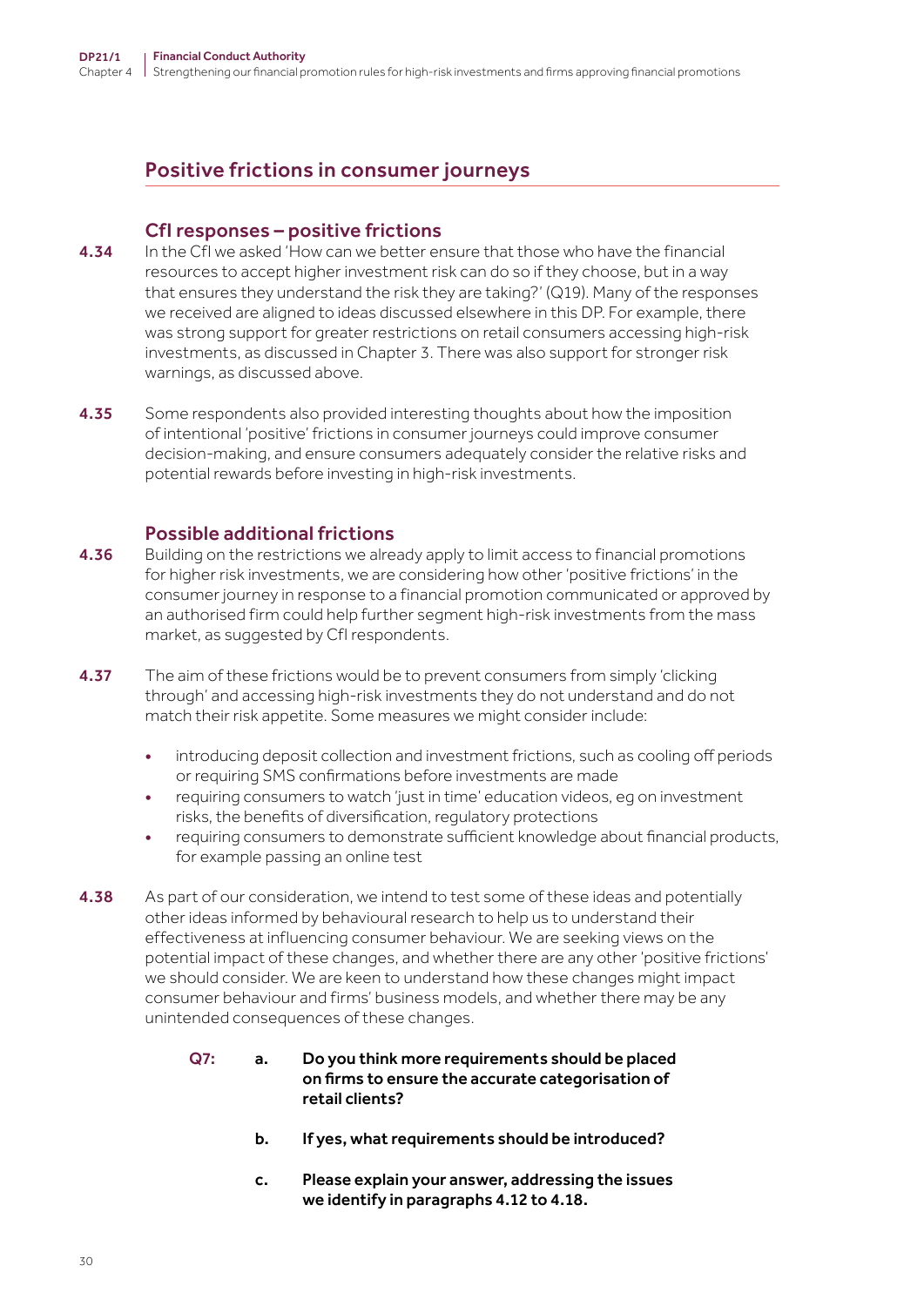## Positive frictions in consumer journeys

### CfI responses – positive frictions

**4.34** In the CfI we asked 'How can we better ensure that those who have the financial resources to accept higher investment risk can do so if they choose, but in a way that ensures they understand the risk they are taking?' (Q19). Many of the responses we received are aligned to ideas discussed elsewhere in this DP. For example, there was strong support for greater restrictions on retail consumers accessing high-risk investments, as discussed in Chapter 3. There was also support for stronger risk warnings, as discussed above.

**4.35** Some respondents also provided interesting thoughts about how the imposition of intentional 'positive' frictions in consumer journeys could improve consumer decision-making, and ensure consumers adequately consider the relative risks and potential rewards before investing in high-risk investments.

### Possible additional frictions

**4.36** Building on the restrictions we already apply to limit access to financial promotions for higher risk investments, we are considering how other 'positive frictions' in the consumer journey in response to a financial promotion communicated or approved by an authorised firm could help further segment high-risk investments from the mass market, as suggested by CfI respondents.

**4.37** The aim of these frictions would be to prevent consumers from simply 'clicking through' and accessing high-risk investments they do not understand and do not match their risk appetite. Some measures we might consider include:

- introducing deposit collection and investment frictions, such as cooling off periods or requiring SMS confirmations before investments are made
- requiring consumers to watch 'just in time' education videos, eg on investment risks, the benefits of diversification, regulatory protections
- requiring consumers to demonstrate sufficient knowledge about financial products, for example passing an online test

**4.38** As part of our consideration, we intend to test some of these ideas and potentially other ideas informed by behavioural research to help us to understand their effectiveness at influencing consumer behaviour. We are seeking views on the potential impact of these changes, and whether there are any other 'positive frictions' we should consider. We are keen to understand how these changes might impact consumer behaviour and firms' business models, and whether there may be any unintended consequences of these changes.

**Q7:**
**a. Do you think more requirements should be placed on firms to ensure the accurate categorisation of retail clients?**

**b. If yes, what requirements should be introduced?**

**c. Please explain your answer, addressing the issues we identify in paragraphs 4.12 to 4.18.**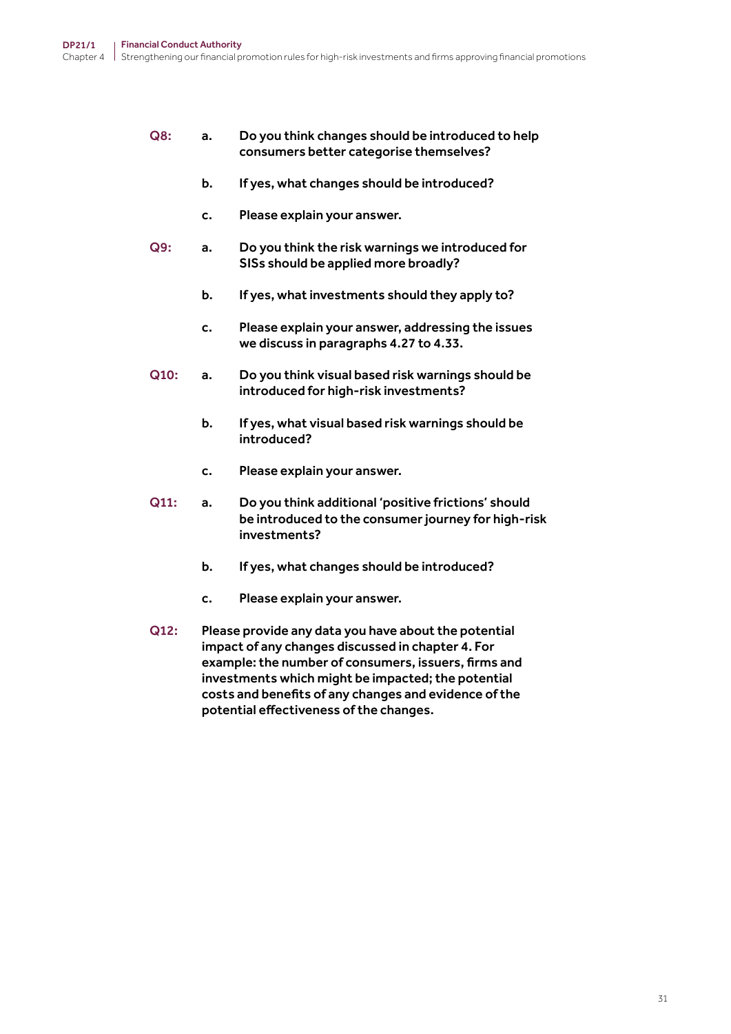**Q8:** **a.** **Do you think changes should be introduced to help consumers better categorise themselves?**

**b.** **If yes, what changes should be introduced?**

**c.** **Please explain your answer.**

**Q9:** **a.** **Do you think the risk warnings we introduced for SISs should be applied more broadly?**

**b.** **If yes, what investments should they apply to?**

**c.** **Please explain your answer, addressing the issues we discuss in paragraphs 4.27 to 4.33.**

**Q10:** **a.** **Do you think visual based risk warnings should be introduced for high-risk investments?**

**b.** **If yes, what visual based risk warnings should be introduced?**

**c.** **Please explain your answer.**

**Q11:** **a.** **Do you think additional 'positive frictions' should be introduced to the consumer journey for high-risk investments?**

**b.** **If yes, what changes should be introduced?**

**c.** **Please explain your answer.**

**Q12:** **Please provide any data you have about the potential impact of any changes discussed in chapter 4. For example: the number of consumers, issuers, firms and investments which might be impacted; the potential costs and benefits of any changes and evidence of the potential effectiveness of the changes.**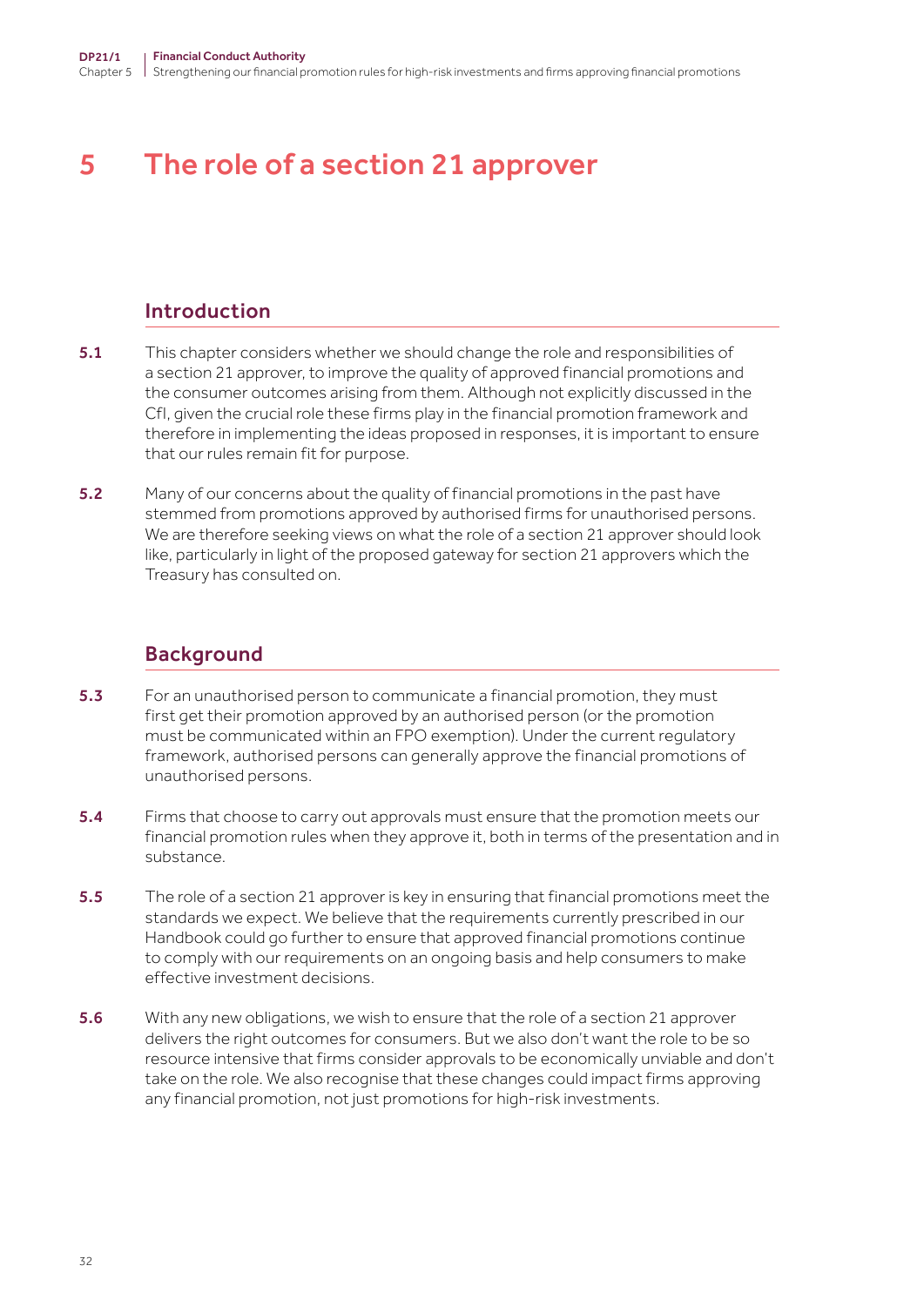# 5 The role of a section 21 approver

## Introduction

**5.1** This chapter considers whether we should change the role and responsibilities of a section 21 approver, to improve the quality of approved financial promotions and the consumer outcomes arising from them. Although not explicitly discussed in the CfI, given the crucial role these firms play in the financial promotion framework and therefore in implementing the ideas proposed in responses, it is important to ensure that our rules remain fit for purpose.

**5.2** Many of our concerns about the quality of financial promotions in the past have stemmed from promotions approved by authorised firms for unauthorised persons. We are therefore seeking views on what the role of a section 21 approver should look like, particularly in light of the proposed gateway for section 21 approvers which the Treasury has consulted on.

## Background

**5.3** For an unauthorised person to communicate a financial promotion, they must first get their promotion approved by an authorised person (or the promotion must be communicated within an FPO exemption). Under the current regulatory framework, authorised persons can generally approve the financial promotions of unauthorised persons.

**5.4** Firms that choose to carry out approvals must ensure that the promotion meets our financial promotion rules when they approve it, both in terms of the presentation and in substance.

**5.5** The role of a section 21 approver is key in ensuring that financial promotions meet the standards we expect. We believe that the requirements currently prescribed in our Handbook could go further to ensure that approved financial promotions continue to comply with our requirements on an ongoing basis and help consumers to make effective investment decisions.

**5.6** With any new obligations, we wish to ensure that the role of a section 21 approver delivers the right outcomes for consumers. But we also don't want the role to be so resource intensive that firms consider approvals to be economically unviable and don't take on the role. We also recognise that these changes could impact firms approving any financial promotion, not just promotions for high-risk investments.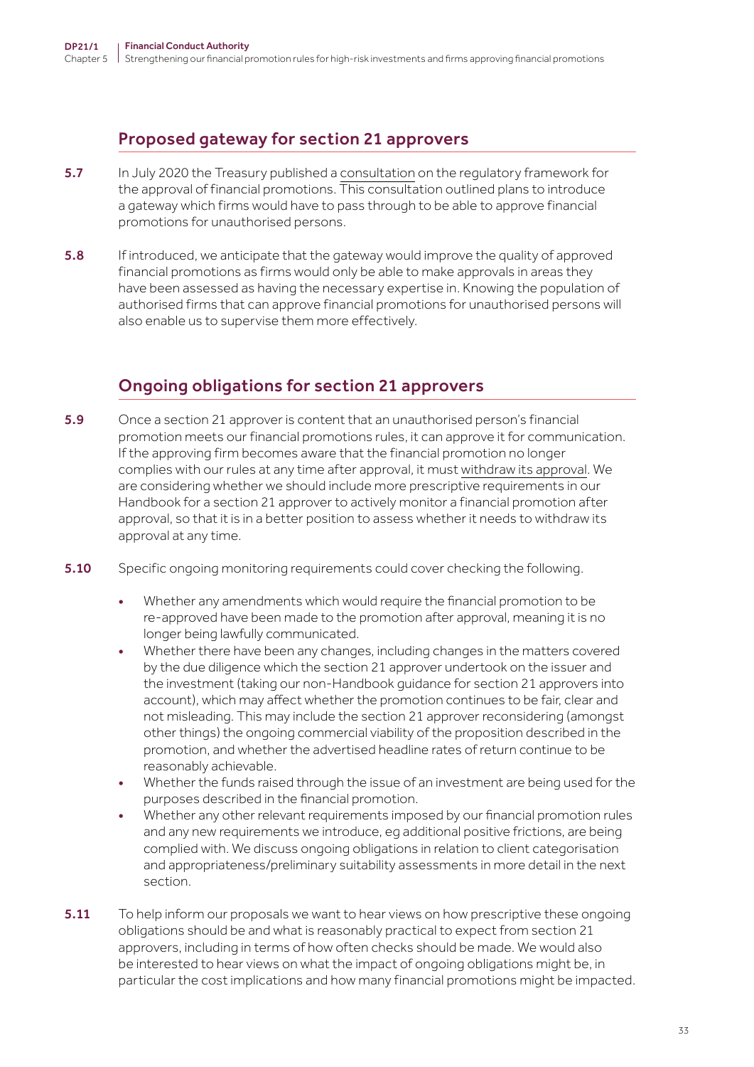## Proposed gateway for section 21 approvers

**5.7** In July 2020 the Treasury published a consultation on the regulatory framework for the approval of financial promotions. This consultation outlined plans to introduce a gateway which firms would have to pass through to be able to approve financial promotions for unauthorised persons.

**5.8** If introduced, we anticipate that the gateway would improve the quality of approved financial promotions as firms would only be able to make approvals in areas they have been assessed as having the necessary expertise in. Knowing the population of authorised firms that can approve financial promotions for unauthorised persons will also enable us to supervise them more effectively.

## Ongoing obligations for section 21 approvers

**5.9** Once a section 21 approver is content that an unauthorised person's financial promotion meets our financial promotions rules, it can approve it for communication. If the approving firm becomes aware that the financial promotion no longer complies with our rules at any time after approval, it must withdraw its approval. We are considering whether we should include more prescriptive requirements in our Handbook for a section 21 approver to actively monitor a financial promotion after approval, so that it is in a better position to assess whether it needs to withdraw its approval at any time.

**5.10** Specific ongoing monitoring requirements could cover checking the following.

- Whether any amendments which would require the financial promotion to be re-approved have been made to the promotion after approval, meaning it is no longer being lawfully communicated.
- Whether there have been any changes, including changes in the matters covered by the due diligence which the section 21 approver undertook on the issuer and the investment (taking our non-Handbook guidance for section 21 approvers into account), which may affect whether the promotion continues to be fair, clear and not misleading. This may include the section 21 approver reconsidering (amongst other things) the ongoing commercial viability of the proposition described in the promotion, and whether the advertised headline rates of return continue to be reasonably achievable.
- Whether the funds raised through the issue of an investment are being used for the purposes described in the financial promotion.
- Whether any other relevant requirements imposed by our financial promotion rules and any new requirements we introduce, eg additional positive frictions, are being complied with. We discuss ongoing obligations in relation to client categorisation and appropriateness/preliminary suitability assessments in more detail in the next section.

**5.11** To help inform our proposals we want to hear views on how prescriptive these ongoing obligations should be and what is reasonably practical to expect from section 21 approvers, including in terms of how often checks should be made. We would also be interested to hear views on what the impact of ongoing obligations might be, in particular the cost implications and how many financial promotions might be impacted.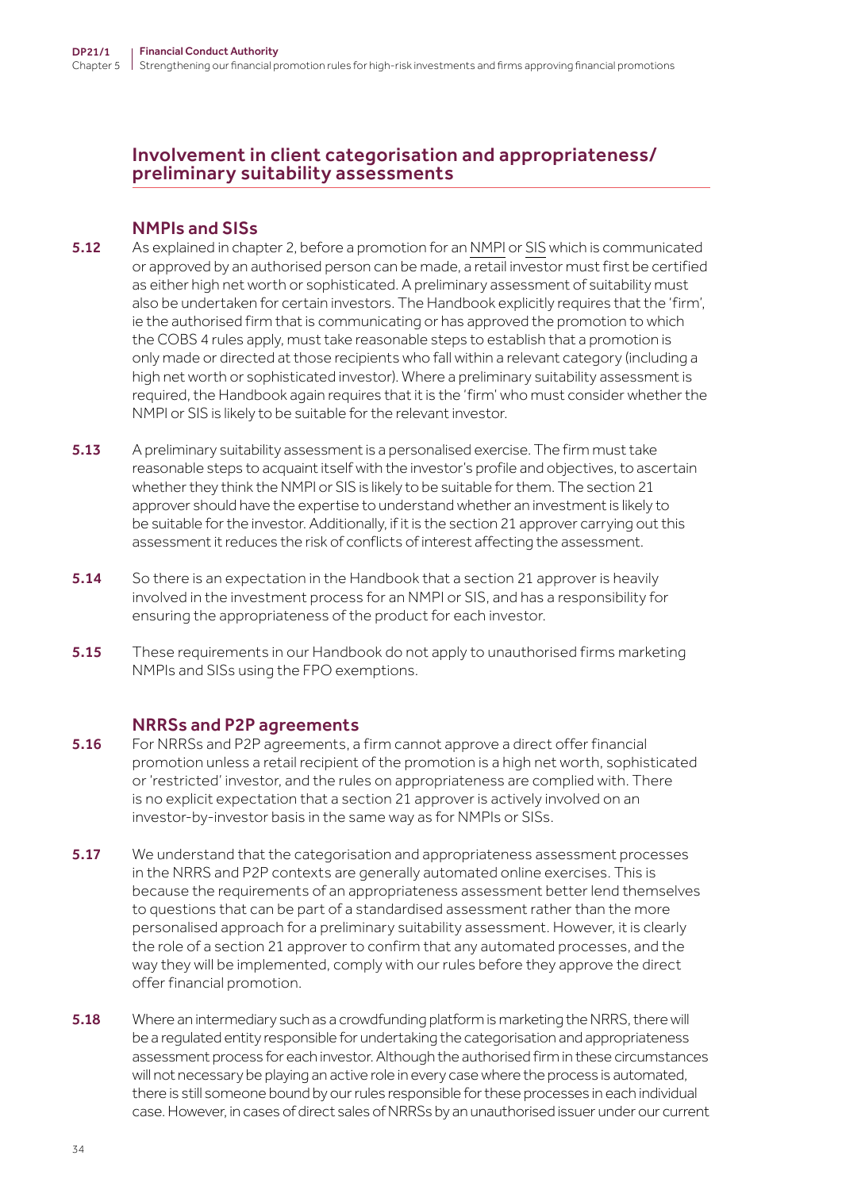## Involvement in client categorisation and appropriateness/preliminary suitability assessments

### NMPIs and SISs

**5.12** As explained in chapter 2, before a promotion for an NMPI or SIS which is communicated or approved by an authorised person can be made, a retail investor must first be certified as either high net worth or sophisticated. A preliminary assessment of suitability must also be undertaken for certain investors. The Handbook explicitly requires that the 'firm', ie the authorised firm that is communicating or has approved the promotion to which the COBS 4 rules apply, must take reasonable steps to establish that a promotion is only made or directed at those recipients who fall within a relevant category (including a high net worth or sophisticated investor). Where a preliminary suitability assessment is required, the Handbook again requires that it is the 'firm' who must consider whether the NMPI or SIS is likely to be suitable for the relevant investor.

**5.13** A preliminary suitability assessment is a personalised exercise. The firm must take reasonable steps to acquaint itself with the investor's profile and objectives, to ascertain whether they think the NMPI or SIS is likely to be suitable for them. The section 21 approver should have the expertise to understand whether an investment is likely to be suitable for the investor. Additionally, if it is the section 21 approver carrying out this assessment it reduces the risk of conflicts of interest affecting the assessment.

**5.14** So there is an expectation in the Handbook that a section 21 approver is heavily involved in the investment process for an NMPI or SIS, and has a responsibility for ensuring the appropriateness of the product for each investor.

**5.15** These requirements in our Handbook do not apply to unauthorised firms marketing NMPIs and SISs using the FPO exemptions.

### NRRSs and P2P agreements

**5.16** For NRRSs and P2P agreements, a firm cannot approve a direct offer financial promotion unless a retail recipient of the promotion is a high net worth, sophisticated or 'restricted' investor, and the rules on appropriateness are complied with. There is no explicit expectation that a section 21 approver is actively involved on an investor-by-investor basis in the same way as for NMPIs or SISs.

**5.17** We understand that the categorisation and appropriateness assessment processes in the NRRS and P2P contexts are generally automated online exercises. This is because the requirements of an appropriateness assessment better lend themselves to questions that can be part of a standardised assessment rather than the more personalised approach for a preliminary suitability assessment. However, it is clearly the role of a section 21 approver to confirm that any automated processes, and the way they will be implemented, comply with our rules before they approve the direct offer financial promotion.

**5.18** Where an intermediary such as a crowdfunding platform is marketing the NRRS, there will be a regulated entity responsible for undertaking the categorisation and appropriateness assessment process for each investor. Although the authorised firm in these circumstances will not necessary be playing an active role in every case where the process is automated, there is still someone bound by our rules responsible for these processes in each individual case. However, in cases of direct sales of NRRSs by an unauthorised issuer under our current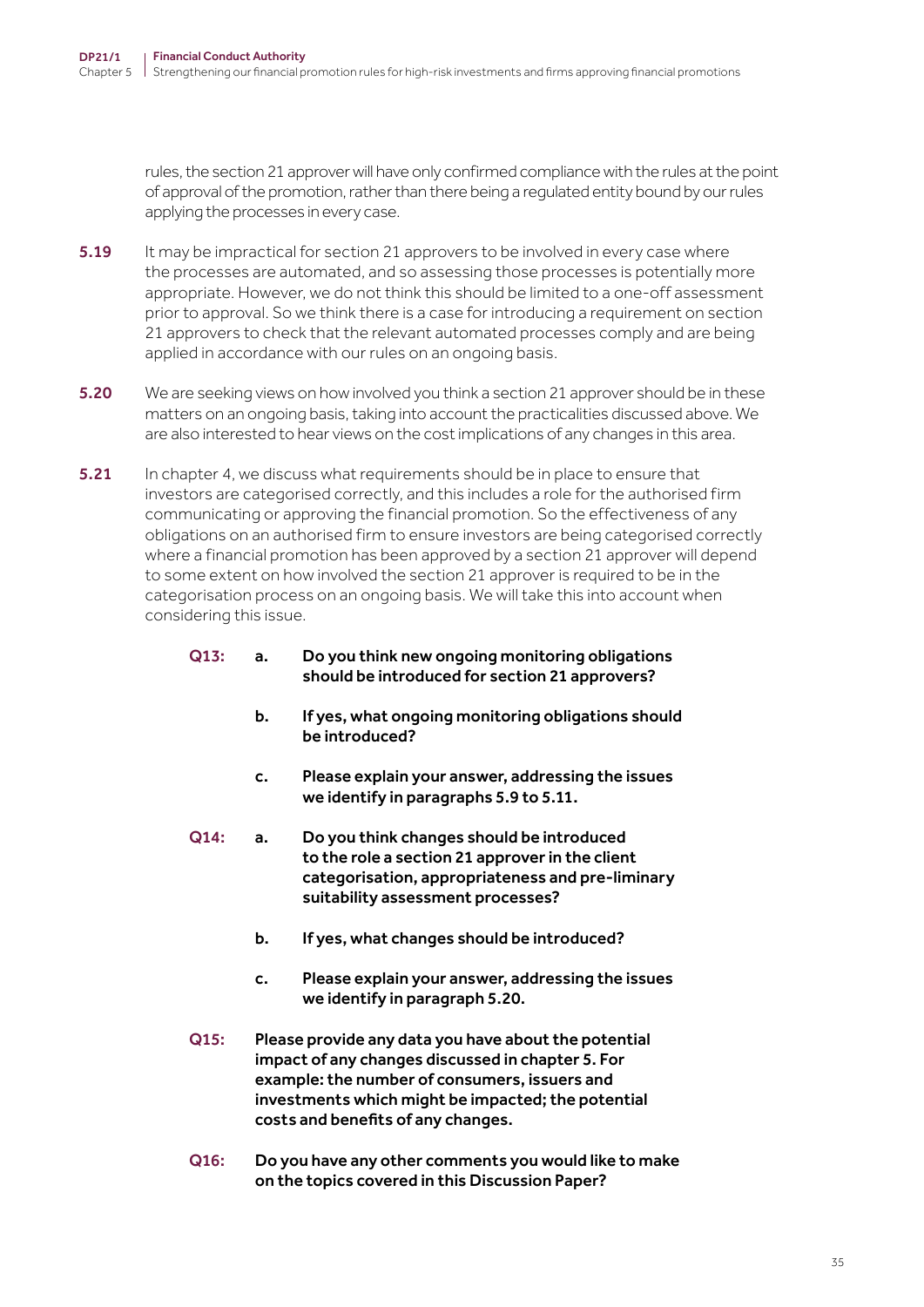rules, the section 21 approver will have only confirmed compliance with the rules at the point of approval of the promotion, rather than there being a regulated entity bound by our rules applying the processes in every case.

**5.19** It may be impractical for section 21 approvers to be involved in every case where the processes are automated, and so assessing those processes is potentially more appropriate. However, we do not think this should be limited to a one-off assessment prior to approval. So we think there is a case for introducing a requirement on section 21 approvers to check that the relevant automated processes comply and are being applied in accordance with our rules on an ongoing basis.

**5.20** We are seeking views on how involved you think a section 21 approver should be in these matters on an ongoing basis, taking into account the practicalities discussed above. We are also interested to hear views on the cost implications of any changes in this area.

**5.21** In chapter 4, we discuss what requirements should be in place to ensure that investors are categorised correctly, and this includes a role for the authorised firm communicating or approving the financial promotion. So the effectiveness of any obligations on an authorised firm to ensure investors are being categorised correctly where a financial promotion has been approved by a section 21 approver will depend to some extent on how involved the section 21 approver is required to be in the categorisation process on an ongoing basis. We will take this into account when considering this issue.

**Q13:**
**a. Do you think new ongoing monitoring obligations should be introduced for section 21 approvers?**

**b. If yes, what ongoing monitoring obligations should be introduced?**

**c. Please explain your answer, addressing the issues we identify in paragraphs 5.9 to 5.11.**

**Q14:**
**a. Do you think changes should be introduced to the role a section 21 approver in the client categorisation, appropriateness and pre-liminary suitability assessment processes?**

**b. If yes, what changes should be introduced?**

**c. Please explain your answer, addressing the issues we identify in paragraph 5.20.**

**Q15: Please provide any data you have about the potential impact of any changes discussed in chapter 5. For example: the number of consumers, issuers and investments which might be impacted; the potential costs and benefits of any changes.**

**Q16: Do you have any other comments you would like to make on the topics covered in this Discussion Paper?**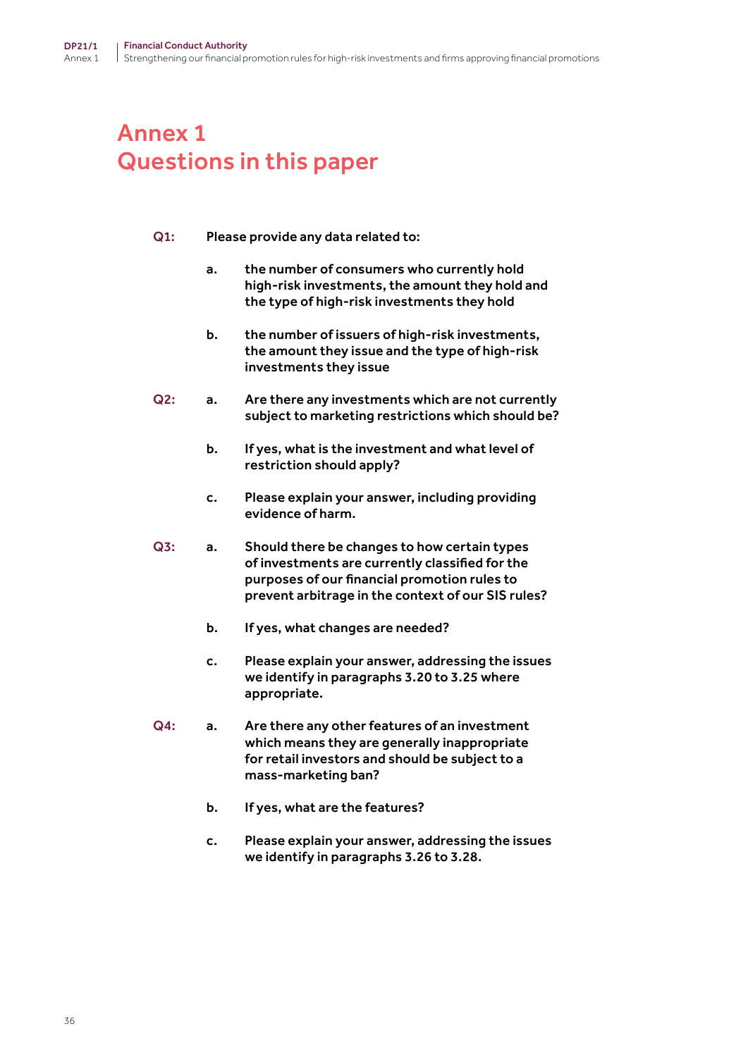# Annex 1
# Questions in this paper

**Q1:** **Please provide any data related to:**

**a.** **the number of consumers who currently hold high-risk investments, the amount they hold and the type of high-risk investments they hold**

**b.** **the number of issuers of high-risk investments, the amount they issue and the type of high-risk investments they issue**

**Q2:** **a.** **Are there any investments which are not currently subject to marketing restrictions which should be?**

**b.** **If yes, what is the investment and what level of restriction should apply?**

**c.** **Please explain your answer, including providing evidence of harm.**

**Q3:** **a.** **Should there be changes to how certain types of investments are currently classified for the purposes of our financial promotion rules to prevent arbitrage in the context of our SIS rules?**

**b.** **If yes, what changes are needed?**

**c.** **Please explain your answer, addressing the issues we identify in paragraphs 3.20 to 3.25 where appropriate.**

**Q4:** **a.** **Are there any other features of an investment which means they are generally inappropriate for retail investors and should be subject to a mass-marketing ban?**

**b.** **If yes, what are the features?**

**c.** **Please explain your answer, addressing the issues we identify in paragraphs 3.26 to 3.28.**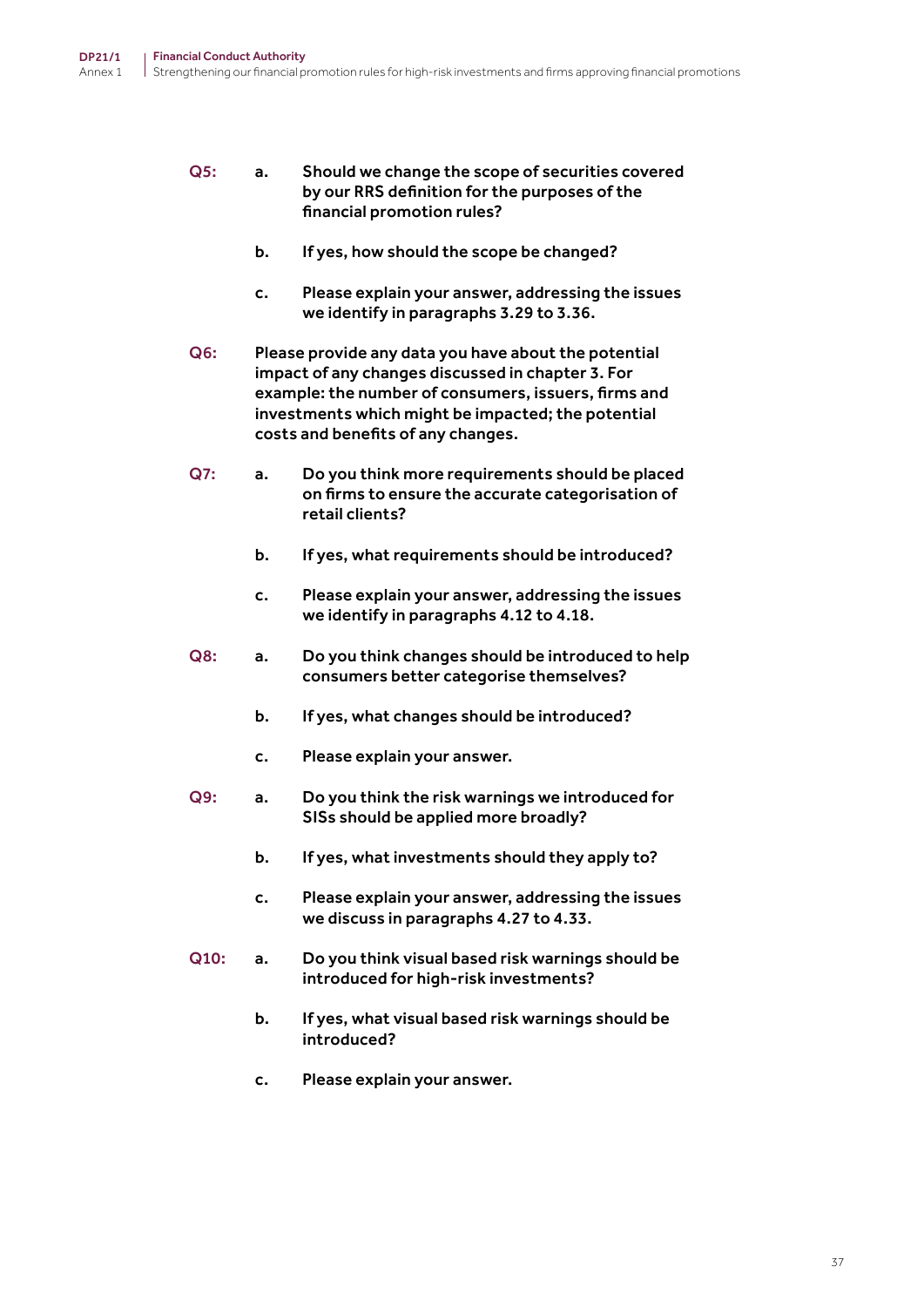**Q5:** **a.** **Should we change the scope of securities covered by our RRS definition for the purposes of the financial promotion rules?**

**b.** **If yes, how should the scope be changed?**

**c.** **Please explain your answer, addressing the issues we identify in paragraphs 3.29 to 3.36.**

**Q6:** **Please provide any data you have about the potential impact of any changes discussed in chapter 3. For example: the number of consumers, issuers, firms and investments which might be impacted; the potential costs and benefits of any changes.**

**Q7:** **a.** **Do you think more requirements should be placed on firms to ensure the accurate categorisation of retail clients?**

**b.** **If yes, what requirements should be introduced?**

**c.** **Please explain your answer, addressing the issues we identify in paragraphs 4.12 to 4.18.**

**Q8:** **a.** **Do you think changes should be introduced to help consumers better categorise themselves?**

**b.** **If yes, what changes should be introduced?**

**c.** **Please explain your answer.**

**Q9:** **a.** **Do you think the risk warnings we introduced for SISs should be applied more broadly?**

**b.** **If yes, what investments should they apply to?**

**c.** **Please explain your answer, addressing the issues we discuss in paragraphs 4.27 to 4.33.**

**Q10:** **a.** **Do you think visual based risk warnings should be introduced for high-risk investments?**

**b.** **If yes, what visual based risk warnings should be introduced?**

**c.** **Please explain your answer.**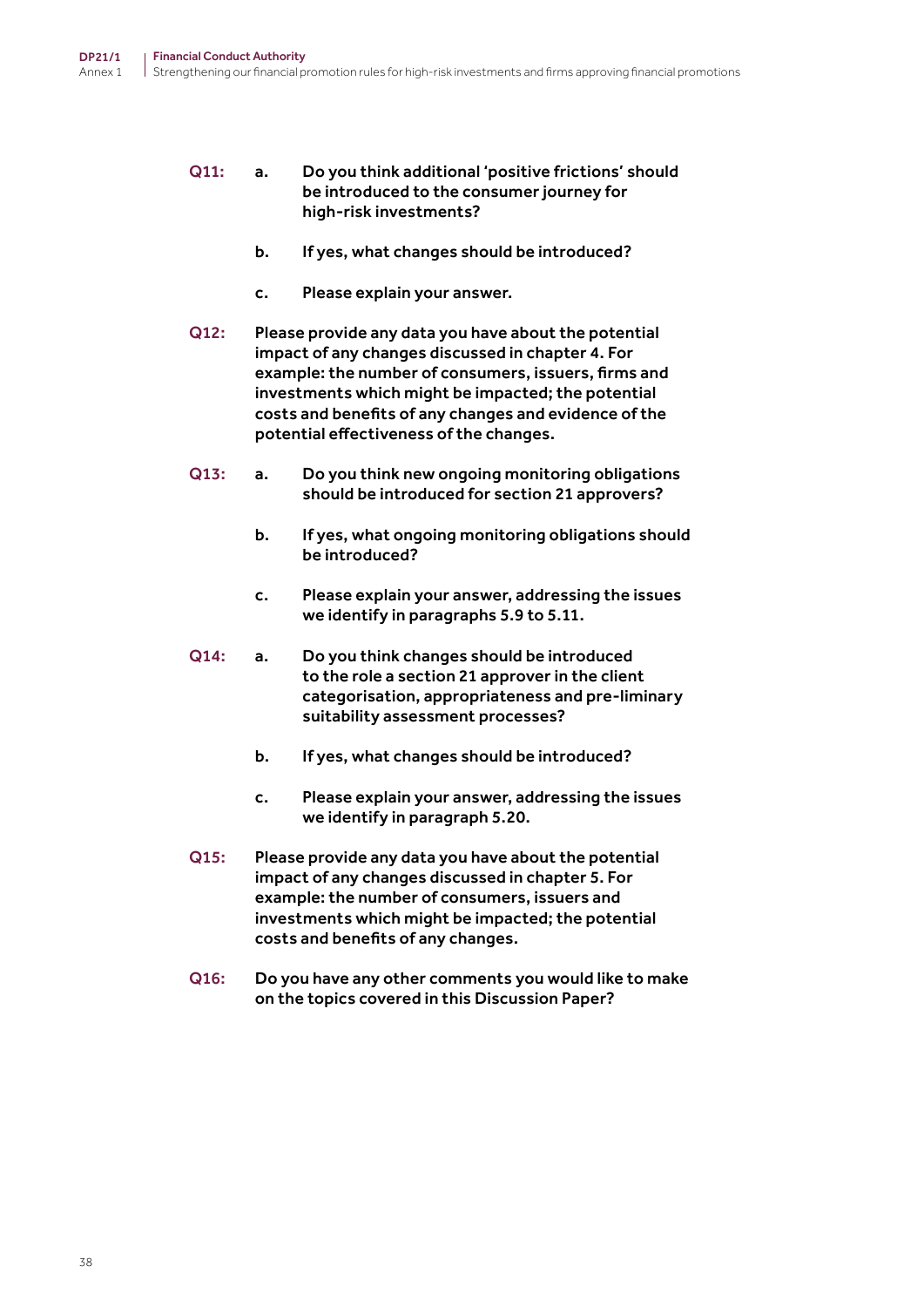**Q11:** a. **Do you think additional 'positive frictions' should be introduced to the consumer journey for high-risk investments?**

b. **If yes, what changes should be introduced?**

c. **Please explain your answer.**

**Q12:** **Please provide any data you have about the potential impact of any changes discussed in chapter 4. For example: the number of consumers, issuers, firms and investments which might be impacted; the potential costs and benefits of any changes and evidence of the potential effectiveness of the changes.**

**Q13:** a. **Do you think new ongoing monitoring obligations should be introduced for section 21 approvers?**

b. **If yes, what ongoing monitoring obligations should be introduced?**

c. **Please explain your answer, addressing the issues we identify in paragraphs 5.9 to 5.11.**

**Q14:** a. **Do you think changes should be introduced to the role a section 21 approver in the client categorisation, appropriateness and pre-liminary suitability assessment processes?**

b. **If yes, what changes should be introduced?**

c. **Please explain your answer, addressing the issues we identify in paragraph 5.20.**

**Q15:** **Please provide any data you have about the potential impact of any changes discussed in chapter 5. For example: the number of consumers, issuers and investments which might be impacted; the potential costs and benefits of any changes.**

**Q16:** **Do you have any other comments you would like to make on the topics covered in this Discussion Paper?**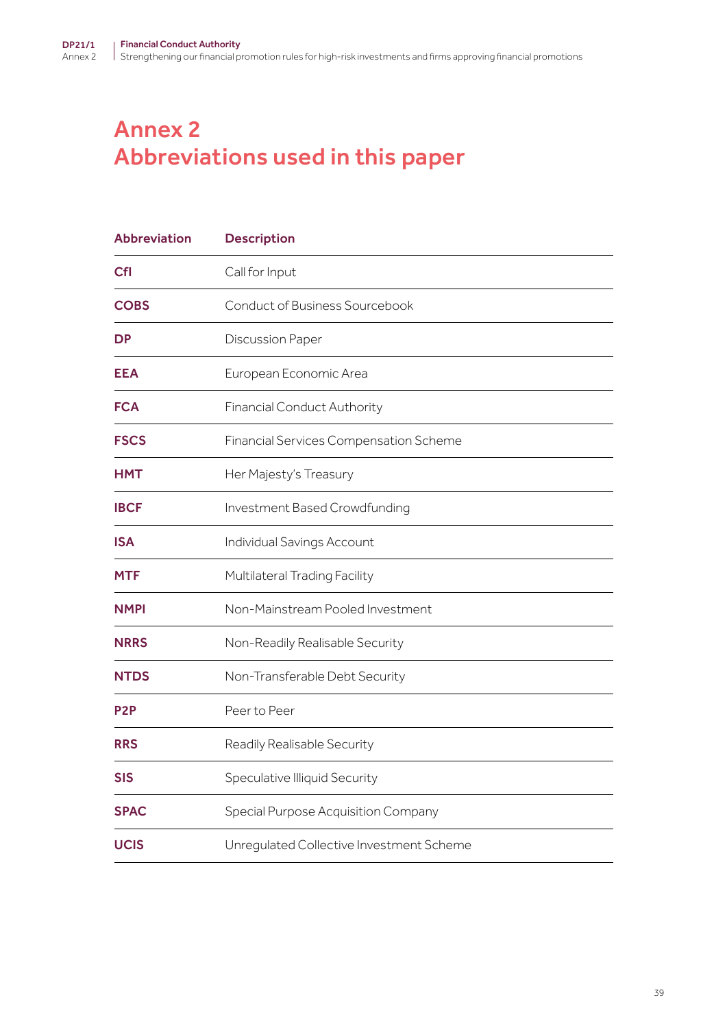# Annex 2
# Abbreviations used in this paper

| Abbreviation | Description |
|---|---|
| **CfI** | Call for Input |
| **COBS** | Conduct of Business Sourcebook |
| **DP** | Discussion Paper |
| **EEA** | European Economic Area |
| **FCA** | Financial Conduct Authority |
| **FSCS** | Financial Services Compensation Scheme |
| **HMT** | Her Majesty's Treasury |
| **IBCF** | Investment Based Crowdfunding |
| **ISA** | Individual Savings Account |
| **MTF** | Multilateral Trading Facility |
| **NMPI** | Non-Mainstream Pooled Investment |
| **NRRS** | Non-Readily Realisable Security |
| **NTDS** | Non-Transferable Debt Security |
| **P2P** | Peer to Peer |
| **RRS** | Readily Realisable Security |
| **SIS** | Speculative Illiquid Security |
| **SPAC** | Special Purpose Acquisition Company |
| **UCIS** | Unregulated Collective Investment Scheme |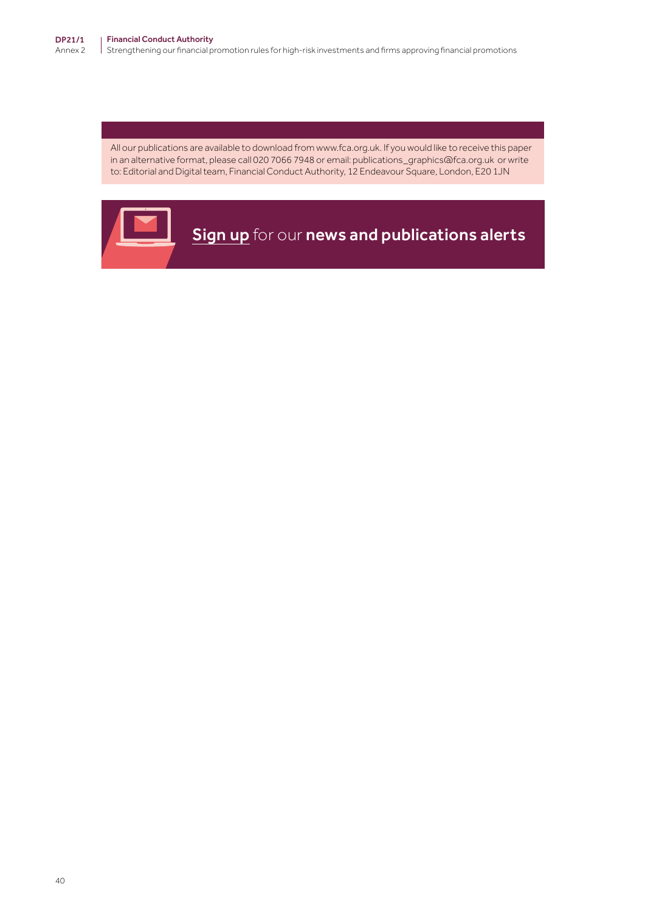All our publications are available to download from www.fca.org.uk. If you would like to receive this paper in an alternative format, please call 020 7066 7948 or email: publications_graphics@fca.org.uk or write to: Editorial and Digital team, Financial Conduct Authority, 12 Endeavour Square, London, E20 1JN

**Sign up** for our **news and publications alerts**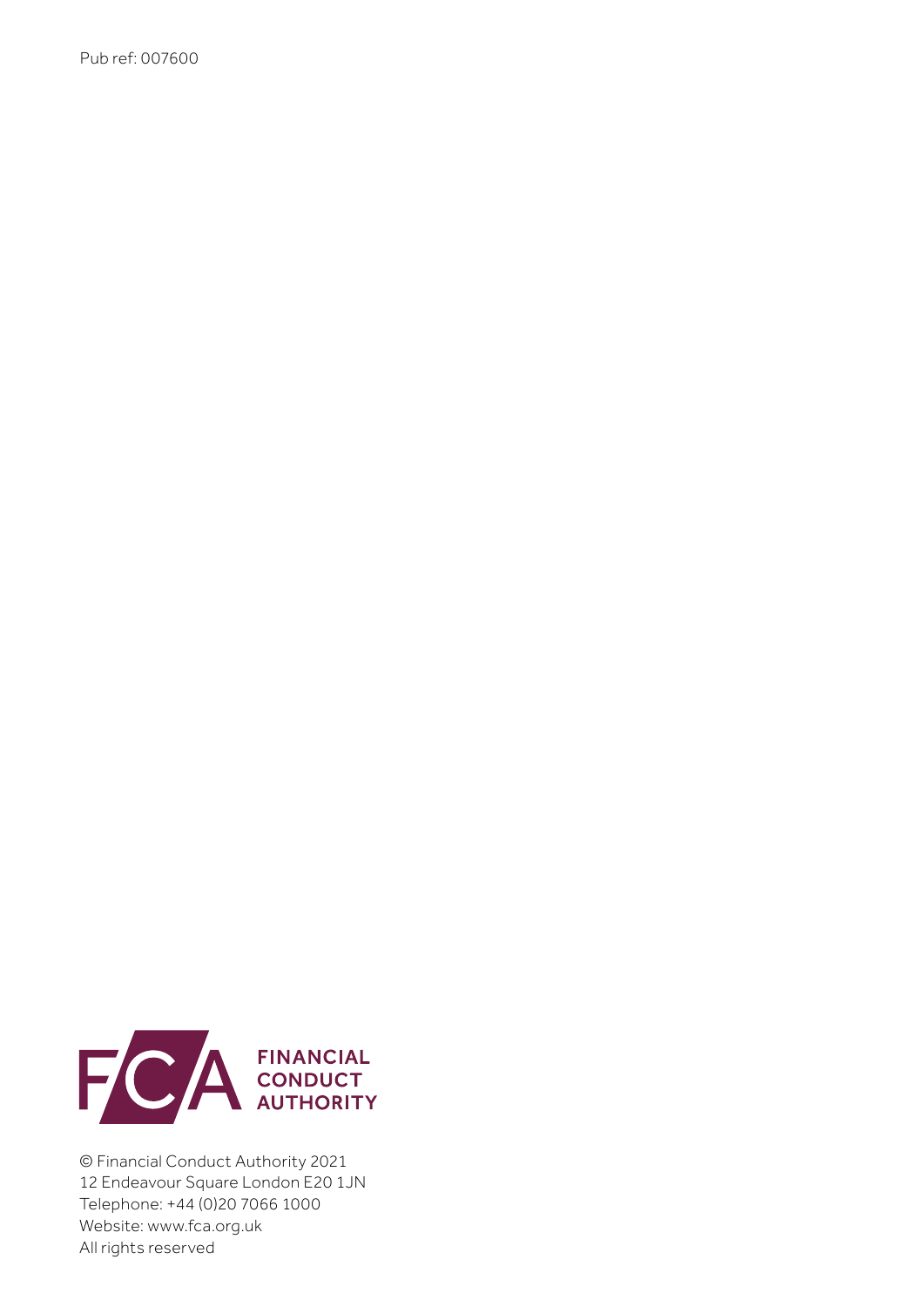Pub ref: 007600

FINANCIAL CONDUCT AUTHORITY

© Financial Conduct Authority 2021
12 Endeavour Square London E20 1JN
Telephone: +44 (0)20 7066 1000
Website: www.fca.org.uk
All rights reserved